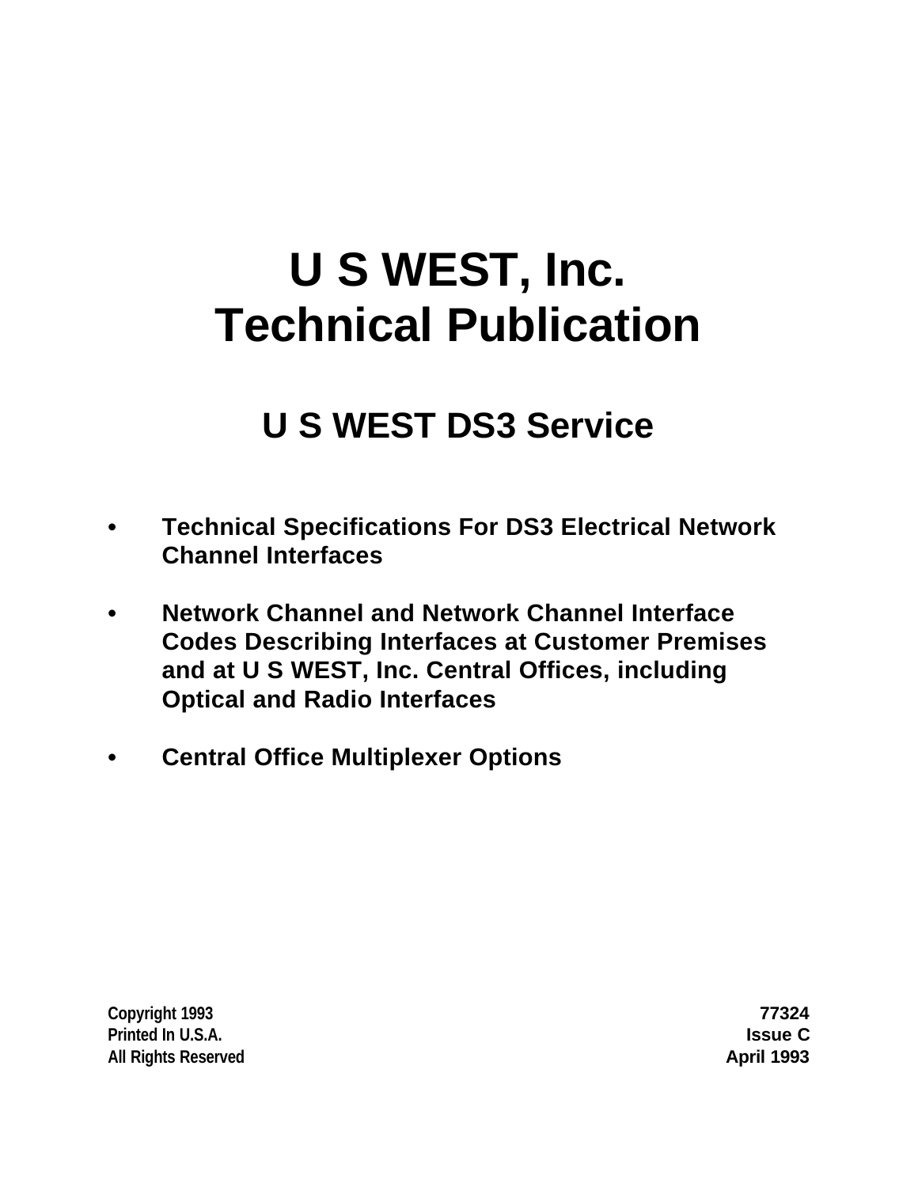# U S WEST, Inc.
# Technical Publication

## U S WEST DS3 Service

- **Technical Specifications For DS3 Electrical Network Channel Interfaces**
- **Network Channel and Network Channel Interface Codes Describing Interfaces at Customer Premises and at U S WEST, Inc. Central Offices, including Optical and Radio Interfaces**
- **Central Office Multiplexer Options**

**Copyright 1993**
**Printed In U.S.A.**
**All Rights Reserved**

**77324**
**Issue C**
**April 1993**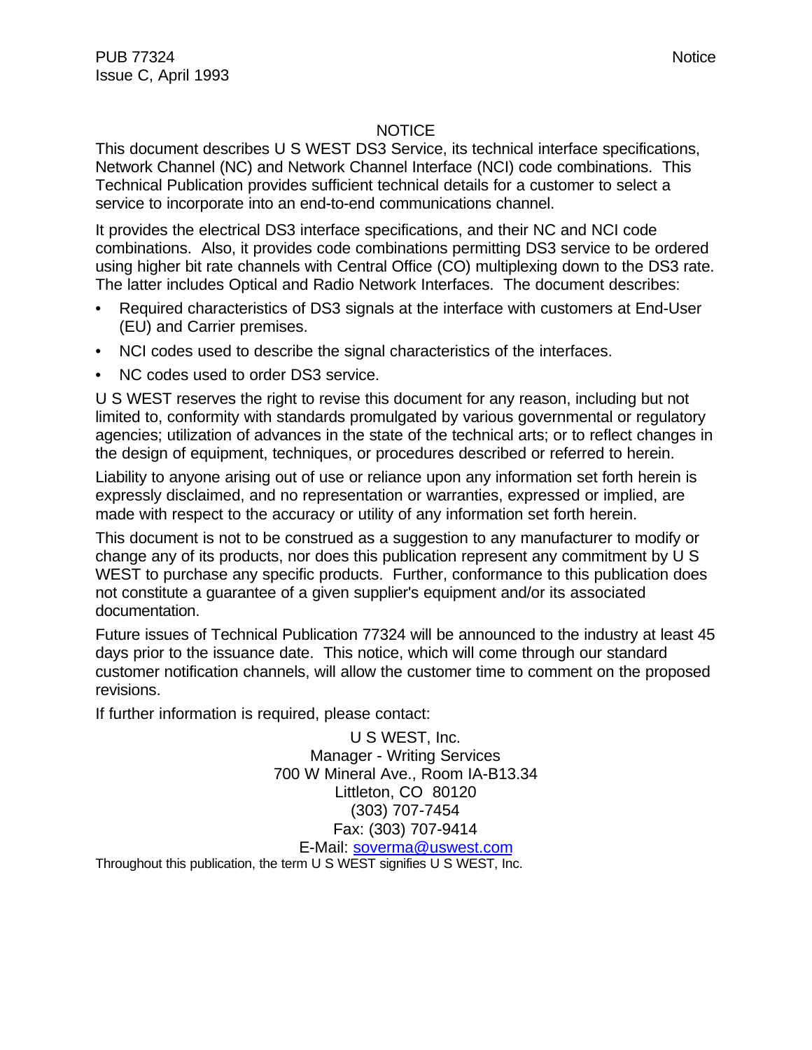## NOTICE

This document describes U S WEST DS3 Service, its technical interface specifications, Network Channel (NC) and Network Channel Interface (NCI) code combinations. This Technical Publication provides sufficient technical details for a customer to select a service to incorporate into an end-to-end communications channel.

It provides the electrical DS3 interface specifications, and their NC and NCI code combinations. Also, it provides code combinations permitting DS3 service to be ordered using higher bit rate channels with Central Office (CO) multiplexing down to the DS3 rate. The latter includes Optical and Radio Network Interfaces. The document describes:

- Required characteristics of DS3 signals at the interface with customers at End-User (EU) and Carrier premises.
- NCI codes used to describe the signal characteristics of the interfaces.
- NC codes used to order DS3 service.

U S WEST reserves the right to revise this document for any reason, including but not limited to, conformity with standards promulgated by various governmental or regulatory agencies; utilization of advances in the state of the technical arts; or to reflect changes in the design of equipment, techniques, or procedures described or referred to herein.

Liability to anyone arising out of use or reliance upon any information set forth herein is expressly disclaimed, and no representation or warranties, expressed or implied, are made with respect to the accuracy or utility of any information set forth herein.

This document is not to be construed as a suggestion to any manufacturer to modify or change any of its products, nor does this publication represent any commitment by U S WEST to purchase any specific products. Further, conformance to this publication does not constitute a guarantee of a given supplier's equipment and/or its associated documentation.

Future issues of Technical Publication 77324 will be announced to the industry at least 45 days prior to the issuance date. This notice, which will come through our standard customer notification channels, will allow the customer time to comment on the proposed revisions.

If further information is required, please contact:

U S WEST, Inc.
Manager - Writing Services
700 W Mineral Ave., Room IA-B13.34
Littleton, CO 80120
(303) 707-7454
Fax: (303) 707-9414
E-Mail: soverma@uswest.com

Throughout this publication, the term U S WEST signifies U S WEST, Inc.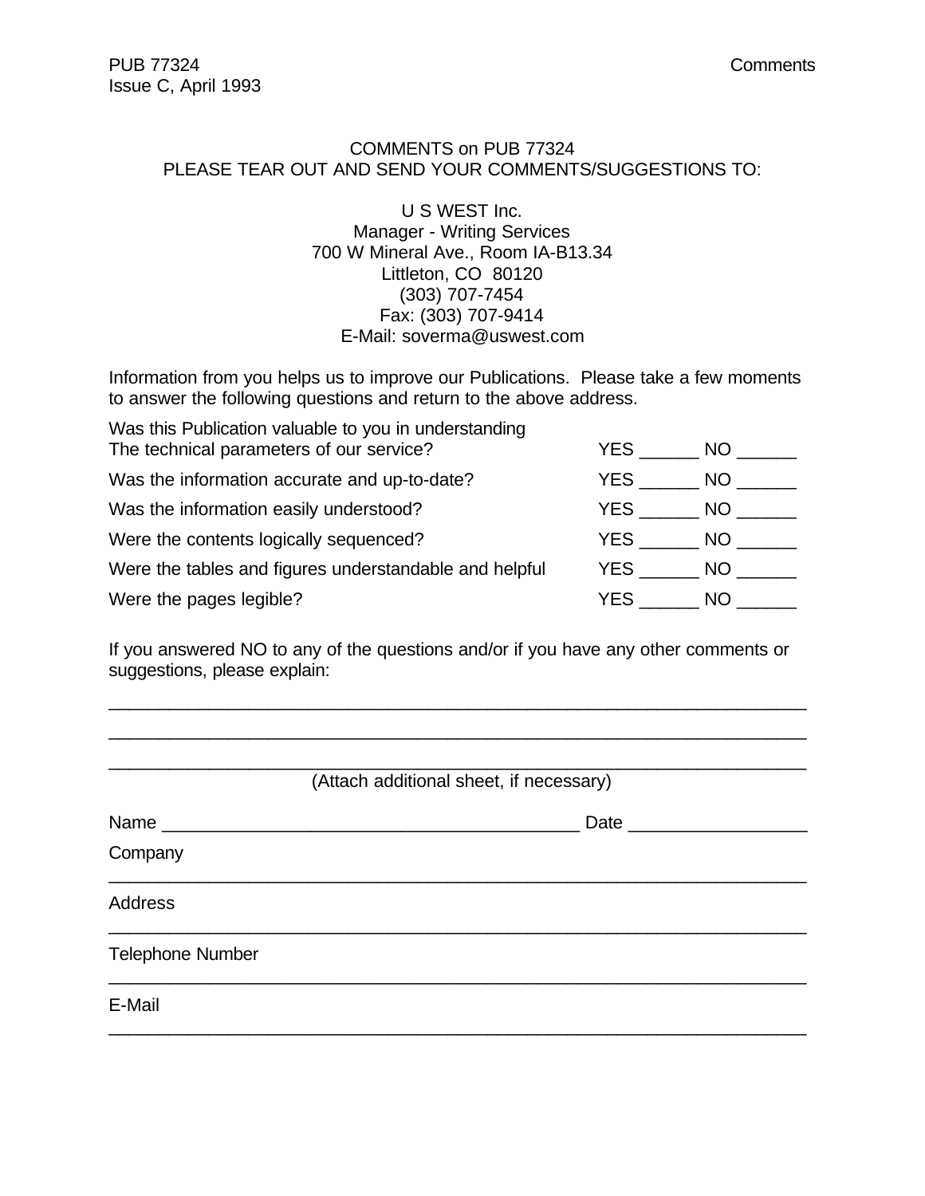COMMENTS on PUB 77324
PLEASE TEAR OUT AND SEND YOUR COMMENTS/SUGGESTIONS TO:

U S WEST Inc.
Manager - Writing Services
700 W Mineral Ave., Room IA-B13.34
Littleton, CO 80120
(303) 707-7454
Fax: (303) 707-9414
E-Mail: soverma@uswest.com

Information from you helps us to improve our Publications. Please take a few moments to answer the following questions and return to the above address.

| | |
|---|---|
| Was this Publication valuable to you in understanding The technical parameters of our service? | YES ______ NO ______ |
| Was the information accurate and up-to-date? | YES ______ NO ______ |
| Was the information easily understood? | YES ______ NO ______ |
| Were the contents logically sequenced? | YES ______ NO ______ |
| Were the tables and figures understandable and helpful | YES ______ NO ______ |
| Were the pages legible? | YES ______ NO ______ |

If you answered NO to any of the questions and/or if you have any other comments or suggestions, please explain:

______________________________________________________________________

______________________________________________________________________

______________________________________________________________________

(Attach additional sheet, if necessary)

Name __________________________________________ Date _________________

Company
______________________________________________________________________

Address
______________________________________________________________________

Telephone Number
______________________________________________________________________

E-Mail
______________________________________________________________________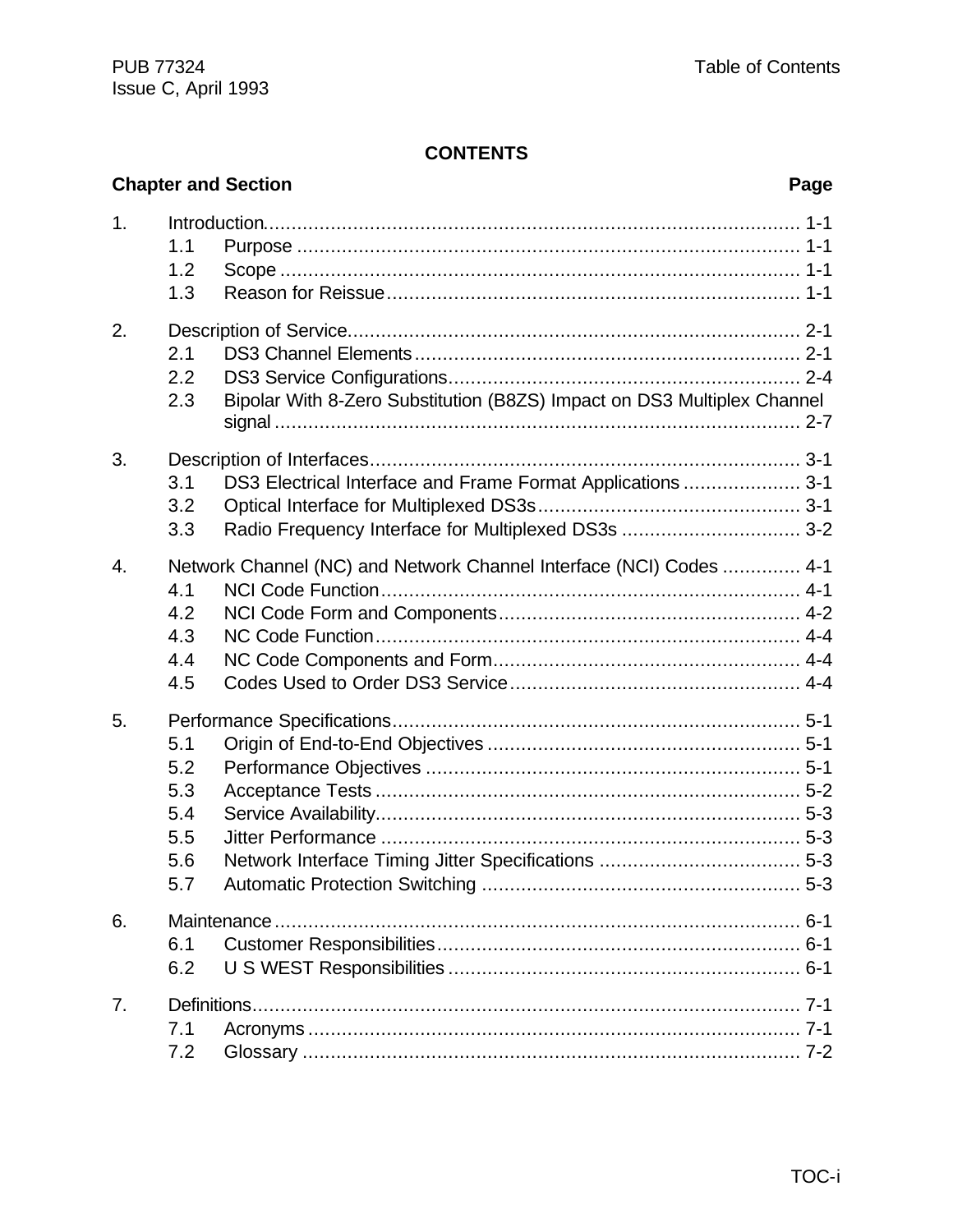# CONTENTS

| Chapter and Section | | Page |
|---|---|---|
| 1. | Introduction | 1-1 |
| | 1.1 Purpose | 1-1 |
| | 1.2 Scope | 1-1 |
| | 1.3 Reason for Reissue | 1-1 |
| 2. | Description of Service | 2-1 |
| | 2.1 DS3 Channel Elements | 2-1 |
| | 2.2 DS3 Service Configurations | 2-4 |
| | 2.3 Bipolar With 8-Zero Substitution (B8ZS) Impact on DS3 Multiplex Channel signal | 2-7 |
| 3. | Description of Interfaces | 3-1 |
| | 3.1 DS3 Electrical Interface and Frame Format Applications | 3-1 |
| | 3.2 Optical Interface for Multiplexed DS3s | 3-1 |
| | 3.3 Radio Frequency Interface for Multiplexed DS3s | 3-2 |
| 4. | Network Channel (NC) and Network Channel Interface (NCI) Codes | 4-1 |
| | 4.1 NCI Code Function | 4-1 |
| | 4.2 NCI Code Form and Components | 4-2 |
| | 4.3 NC Code Function | 4-4 |
| | 4.4 NC Code Components and Form | 4-4 |
| | 4.5 Codes Used to Order DS3 Service | 4-4 |
| 5. | Performance Specifications | 5-1 |
| | 5.1 Origin of End-to-End Objectives | 5-1 |
| | 5.2 Performance Objectives | 5-1 |
| | 5.3 Acceptance Tests | 5-2 |
| | 5.4 Service Availability | 5-3 |
| | 5.5 Jitter Performance | 5-3 |
| | 5.6 Network Interface Timing Jitter Specifications | 5-3 |
| | 5.7 Automatic Protection Switching | 5-3 |
| 6. | Maintenance | 6-1 |
| | 6.1 Customer Responsibilities | 6-1 |
| | 6.2 U S WEST Responsibilities | 6-1 |
| 7. | Definitions | 7-1 |
| | 7.1 Acronyms | 7-1 |
| | 7.2 Glossary | 7-2 |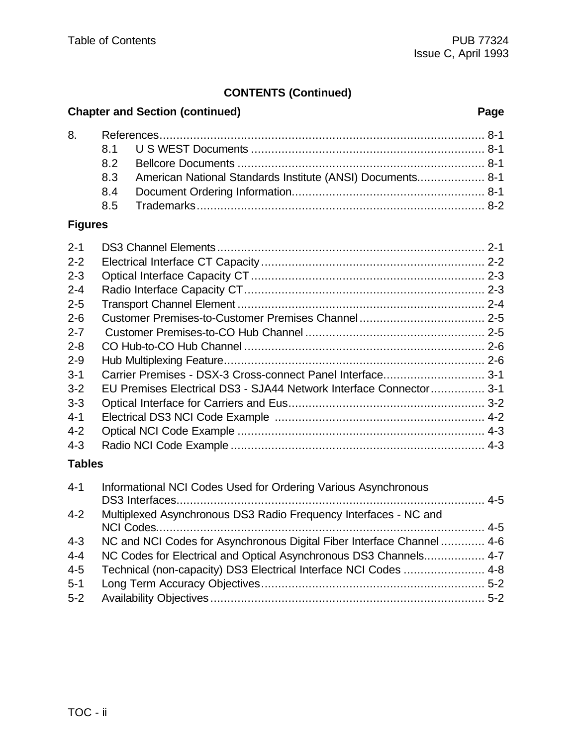## CONTENTS (Continued)

**Chapter and Section (continued)** **Page**

8. References................................................................................................ 8-1
   - 8.1 U S WEST Documents ..................................................................... 8-1
   - 8.2 Bellcore Documents ......................................................................... 8-1
   - 8.3 American National Standards Institute (ANSI) Documents.................... 8-1
   - 8.4 Document Ordering Information......................................................... 8-1
   - 8.5 Trademarks...................................................................................... 8-2

### Figures

- 2-1 DS3 Channel Elements............................................................................... 2-1
- 2-2 Electrical Interface CT Capacity.................................................................. 2-2
- 2-3 Optical Interface Capacity CT..................................................................... 2-3
- 2-4 Radio Interface Capacity CT....................................................................... 2-3
- 2-5 Transport Channel Element ........................................................................ 2-4
- 2-6 Customer Premises-to-Customer Premises Channel..................................... 2-5
- 2-7 Customer Premises-to-CO Hub Channel ..................................................... 2-5
- 2-8 CO Hub-to-CO Hub Channel ...................................................................... 2-6
- 2-9 Hub Multiplexing Feature............................................................................ 2-6
- 3-1 Carrier Premises - DSX-3 Cross-connect Panel Interface.............................. 3-1
- 3-2 EU Premises Electrical DS3 - SJA44 Network Interface Connector................ 3-1
- 3-3 Optical Interface for Carriers and Eus.......................................................... 3-2
- 4-1 Electrical DS3 NCI Code Example .............................................................. 4-2
- 4-2 Optical NCI Code Example ......................................................................... 4-3
- 4-3 Radio NCI Code Example ........................................................................... 4-3

### Tables

- 4-1 Informational NCI Codes Used for Ordering Various Asynchronous DS3 Interfaces.......................................................................................... 4-5
- 4-2 Multiplexed Asynchronous DS3 Radio Frequency Interfaces - NC and NCI Codes................................................................................................ 4-5
- 4-3 NC and NCI Codes for Asynchronous Digital Fiber Interface Channel ............. 4-6
- 4-4 NC Codes for Electrical and Optical Asynchronous DS3 Channels.................. 4-7
- 4-5 Technical (non-capacity) DS3 Electrical Interface NCI Codes ........................ 4-8
- 5-1 Long Term Accuracy Objectives.................................................................. 5-2
- 5-2 Availability Objectives................................................................................. 5-2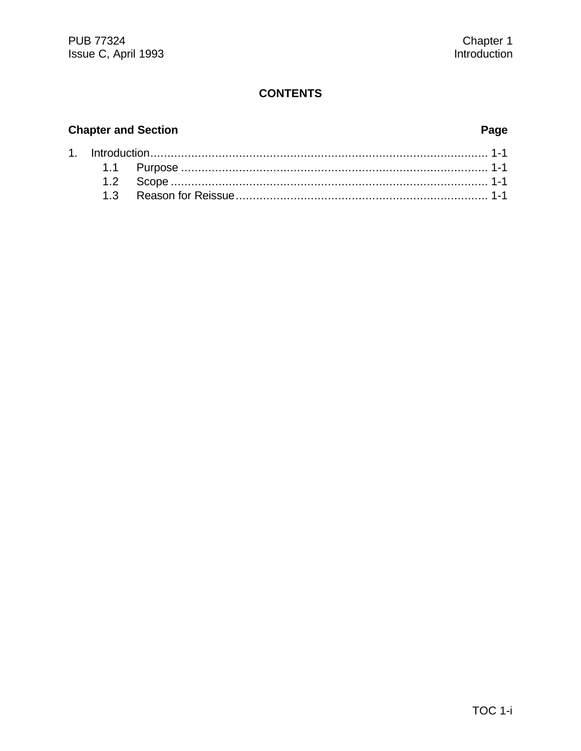# CONTENTS

| Chapter and Section | Page |
|---|---|
| 1. Introduction | 1-1 |
| 1.1 Purpose | 1-1 |
| 1.2 Scope | 1-1 |
| 1.3 Reason for Reissue | 1-1 |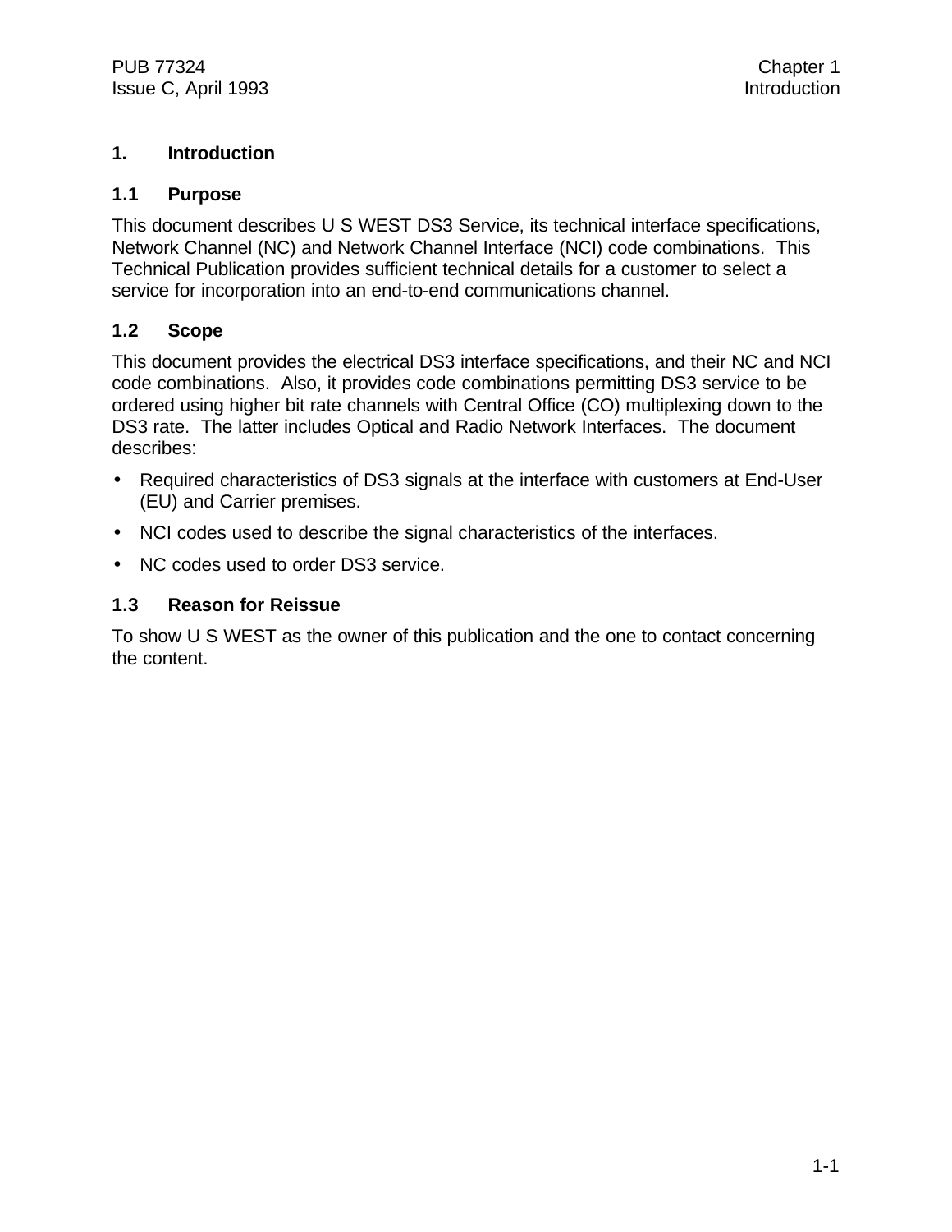# 1. Introduction

## 1.1 Purpose

This document describes U S WEST DS3 Service, its technical interface specifications, Network Channel (NC) and Network Channel Interface (NCI) code combinations. This Technical Publication provides sufficient technical details for a customer to select a service for incorporation into an end-to-end communications channel.

## 1.2 Scope

This document provides the electrical DS3 interface specifications, and their NC and NCI code combinations. Also, it provides code combinations permitting DS3 service to be ordered using higher bit rate channels with Central Office (CO) multiplexing down to the DS3 rate. The latter includes Optical and Radio Network Interfaces. The document describes:

- Required characteristics of DS3 signals at the interface with customers at End-User (EU) and Carrier premises.
- NCI codes used to describe the signal characteristics of the interfaces.
- NC codes used to order DS3 service.

## 1.3 Reason for Reissue

To show U S WEST as the owner of this publication and the one to contact concerning the content.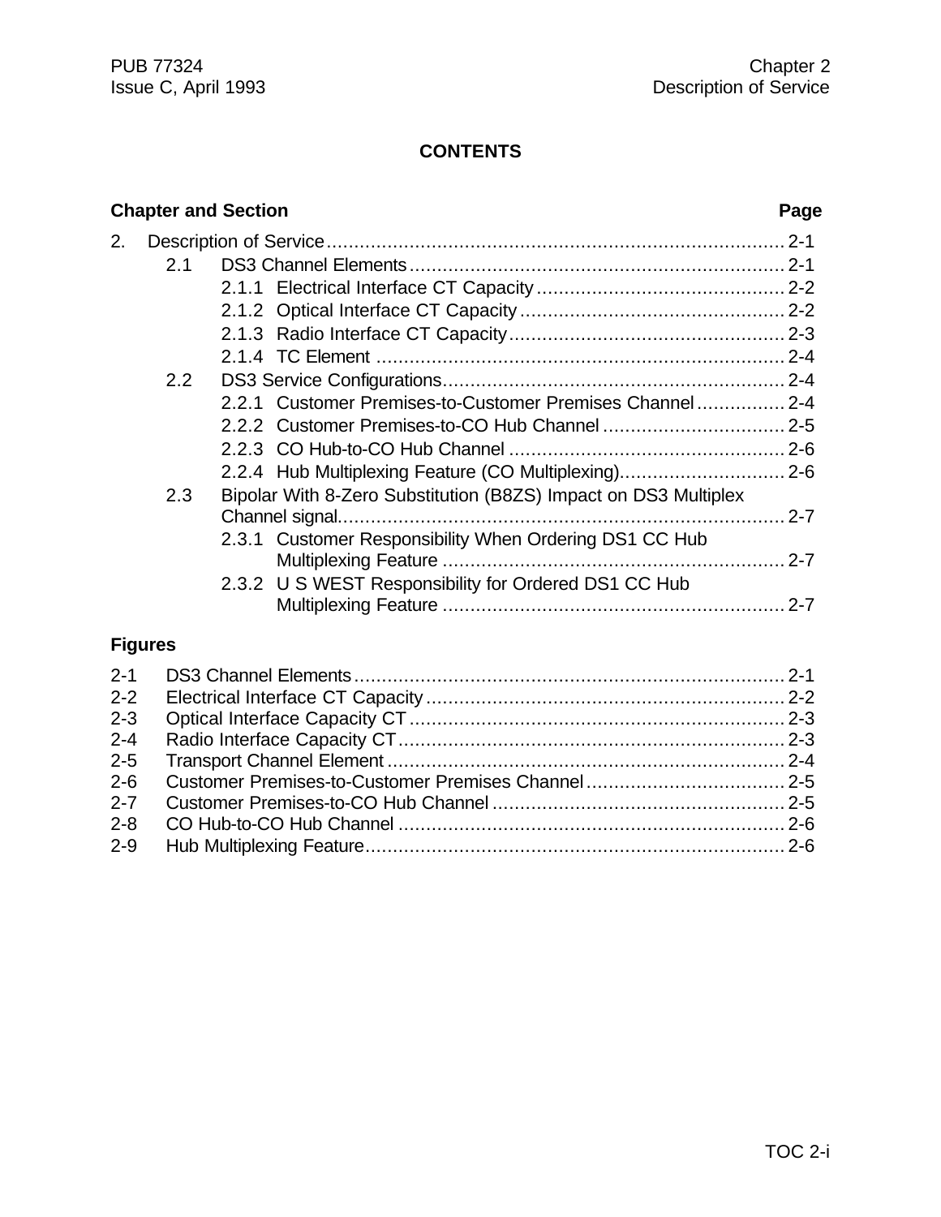# CONTENTS

| Chapter and Section | Page |
|---|---|
| 2. Description of Service | 2-1 |
| 2.1 DS3 Channel Elements | 2-1 |
| 2.1.1 Electrical Interface CT Capacity | 2-2 |
| 2.1.2 Optical Interface CT Capacity | 2-2 |
| 2.1.3 Radio Interface CT Capacity | 2-3 |
| 2.1.4 TC Element | 2-4 |
| 2.2 DS3 Service Configurations | 2-4 |
| 2.2.1 Customer Premises-to-Customer Premises Channel | 2-4 |
| 2.2.2 Customer Premises-to-CO Hub Channel | 2-5 |
| 2.2.3 CO Hub-to-CO Hub Channel | 2-6 |
| 2.2.4 Hub Multiplexing Feature (CO Multiplexing) | 2-6 |
| 2.3 Bipolar With 8-Zero Substitution (B8ZS) Impact on DS3 Multiplex Channel signal | 2-7 |
| 2.3.1 Customer Responsibility When Ordering DS1 CC Hub Multiplexing Feature | 2-7 |
| 2.3.2 U S WEST Responsibility for Ordered DS1 CC Hub Multiplexing Feature | 2-7 |

## Figures

| Figure | Title | Page |
|---|---|---|
| 2-1 | DS3 Channel Elements | 2-1 |
| 2-2 | Electrical Interface CT Capacity | 2-2 |
| 2-3 | Optical Interface Capacity CT | 2-3 |
| 2-4 | Radio Interface Capacity CT | 2-3 |
| 2-5 | Transport Channel Element | 2-4 |
| 2-6 | Customer Premises-to-Customer Premises Channel | 2-5 |
| 2-7 | Customer Premises-to-CO Hub Channel | 2-5 |
| 2-8 | CO Hub-to-CO Hub Channel | 2-6 |
| 2-9 | Hub Multiplexing Feature | 2-6 |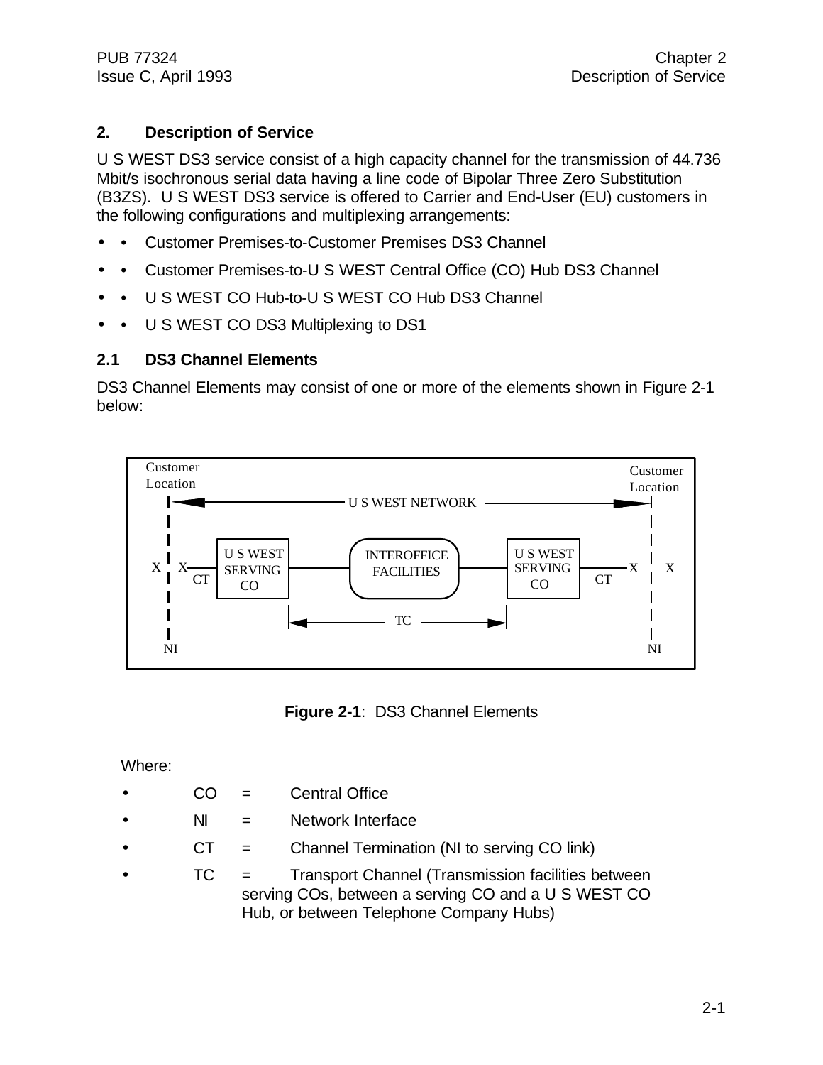## 2. Description of Service

U S WEST DS3 service consist of a high capacity channel for the transmission of 44.736 Mbit/s isochronous serial data having a line code of Bipolar Three Zero Substitution (B3ZS). U S WEST DS3 service is offered to Carrier and End-User (EU) customers in the following configurations and multiplexing arrangements:

- Customer Premises-to-Customer Premises DS3 Channel
- Customer Premises-to-U S WEST Central Office (CO) Hub DS3 Channel
- U S WEST CO Hub-to-U S WEST CO Hub DS3 Channel
- U S WEST CO DS3 Multiplexing to DS1

### 2.1 DS3 Channel Elements

DS3 Channel Elements may consist of one or more of the elements shown in Figure 2-1 below:

Customer Location | U S WEST NETWORK | Customer Location

X X — CT — U S WEST SERVING CO — INTEROFFICE FACILITIES — U S WEST SERVING CO — CT — X X

TC

NI NI

**Figure 2-1**: DS3 Channel Elements

Where:

- CO = Central Office
- NI = Network Interface
- CT = Channel Termination (NI to serving CO link)
- TC = Transport Channel (Transmission facilities between serving COs, between a serving CO and a U S WEST CO Hub, or between Telephone Company Hubs)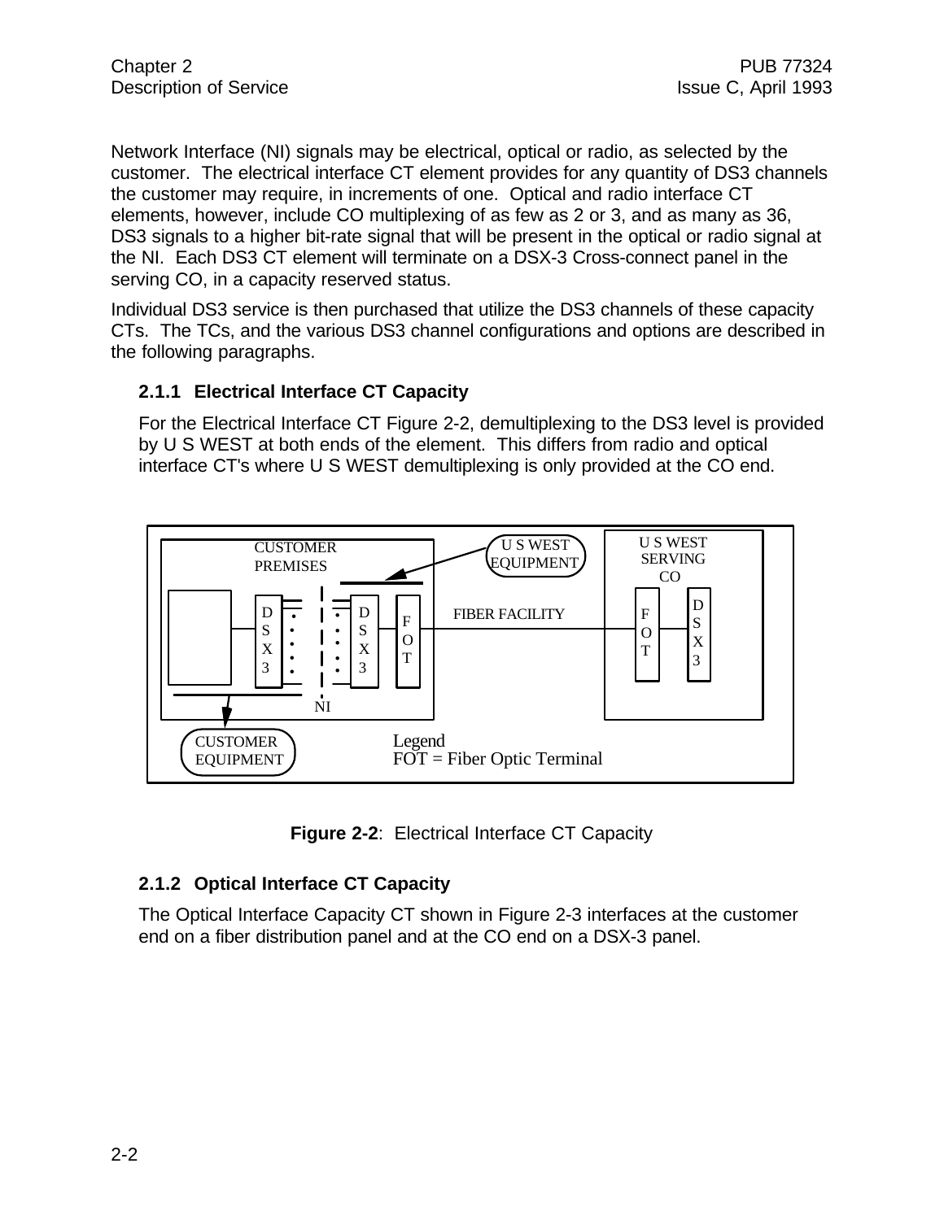Network Interface (NI) signals may be electrical, optical or radio, as selected by the customer. The electrical interface CT element provides for any quantity of DS3 channels the customer may require, in increments of one. Optical and radio interface CT elements, however, include CO multiplexing of as few as 2 or 3, and as many as 36, DS3 signals to a higher bit-rate signal that will be present in the optical or radio signal at the NI. Each DS3 CT element will terminate on a DSX-3 Cross-connect panel in the serving CO, in a capacity reserved status.

Individual DS3 service is then purchased that utilize the DS3 channels of these capacity CTs. The TCs, and the various DS3 channel configurations and options are described in the following paragraphs.

### 2.1.1 Electrical Interface CT Capacity

For the Electrical Interface CT Figure 2-2, demultiplexing to the DS3 level is provided by U S WEST at both ends of the element. This differs from radio and optical interface CT's where U S WEST demultiplexing is only provided at the CO end.

CUSTOMER PREMISES | U S WEST EQUIPMENT | U S WEST SERVING CO | DSX3 | DSX3 | FOT | FIBER FACILITY | FOT | DSX3 | NI | CUSTOMER EQUIPMENT | Legend FOT = Fiber Optic Terminal

**Figure 2-2**: Electrical Interface CT Capacity

### 2.1.2 Optical Interface CT Capacity

The Optical Interface Capacity CT shown in Figure 2-3 interfaces at the customer end on a fiber distribution panel and at the CO end on a DSX-3 panel.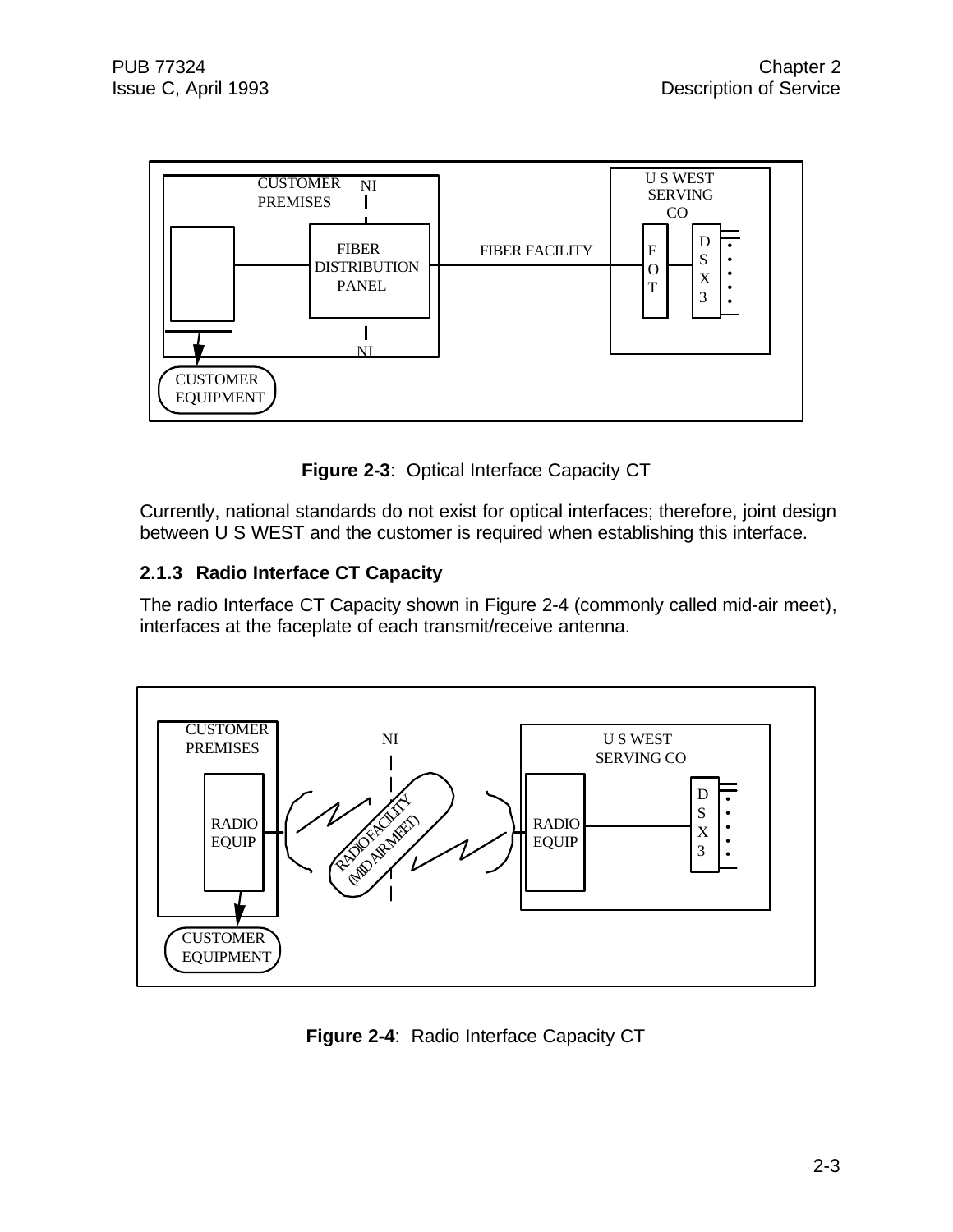**Figure 2-3**: Optical Interface Capacity CT

Currently, national standards do not exist for optical interfaces; therefore, joint design between U S WEST and the customer is required when establishing this interface.

### 2.1.3 Radio Interface CT Capacity

The radio Interface CT Capacity shown in Figure 2-4 (commonly called mid-air meet), interfaces at the faceplate of each transmit/receive antenna.

**Figure 2-4**: Radio Interface Capacity CT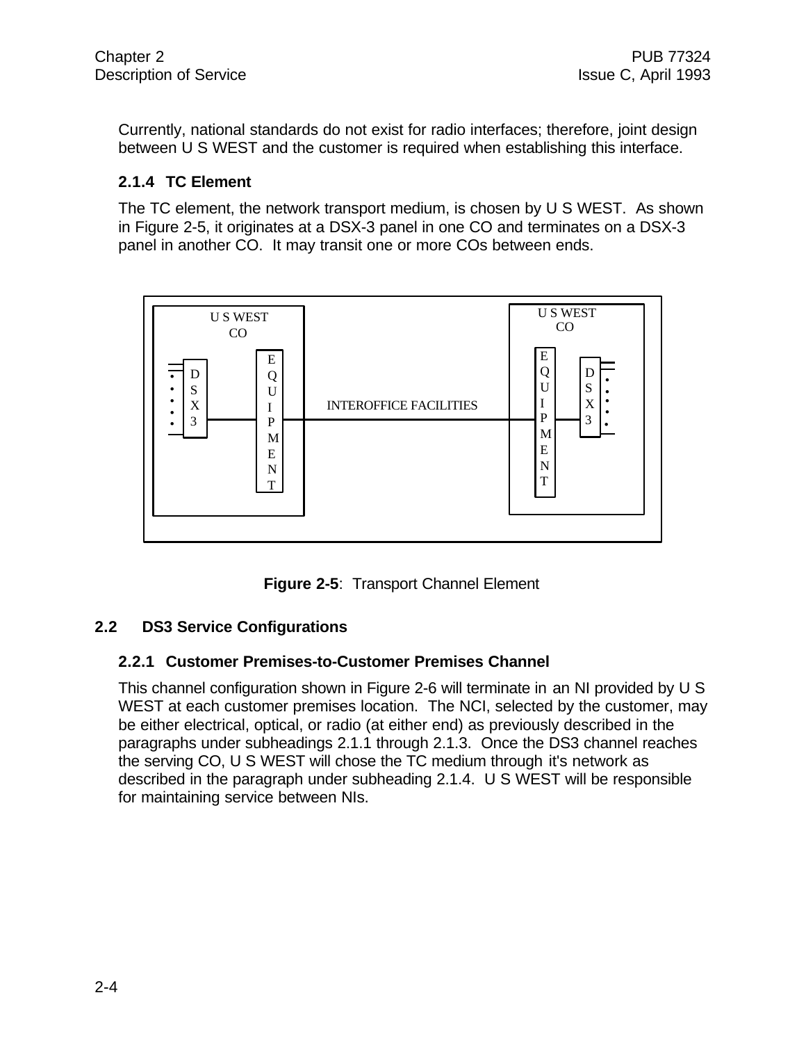Currently, national standards do not exist for radio interfaces; therefore, joint design between U S WEST and the customer is required when establishing this interface.

### 2.1.4 TC Element

The TC element, the network transport medium, is chosen by U S WEST. As shown in Figure 2-5, it originates at a DSX-3 panel in one CO and terminates on a DSX-3 panel in another CO. It may transit one or more COs between ends.

**Figure 2-5**: Transport Channel Element

## 2.2 DS3 Service Configurations

### 2.2.1 Customer Premises-to-Customer Premises Channel

This channel configuration shown in Figure 2-6 will terminate in an NI provided by U S WEST at each customer premises location. The NCI, selected by the customer, may be either electrical, optical, or radio (at either end) as previously described in the paragraphs under subheadings 2.1.1 through 2.1.3. Once the DS3 channel reaches the serving CO, U S WEST will chose the TC medium through it's network as described in the paragraph under subheading 2.1.4. U S WEST will be responsible for maintaining service between NIs.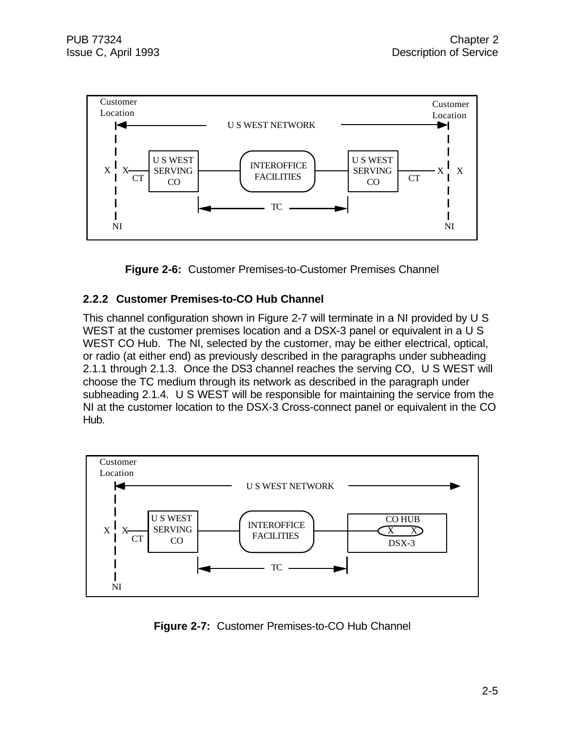Figure 2-6: Customer Premises-to-Customer Premises Channel

### 2.2.2 Customer Premises-to-CO Hub Channel

This channel configuration shown in Figure 2-7 will terminate in a NI provided by U S WEST at the customer premises location and a DSX-3 panel or equivalent in a U S WEST CO Hub. The NI, selected by the customer, may be either electrical, optical, or radio (at either end) as previously described in the paragraphs under subheading 2.1.1 through 2.1.3. Once the DS3 channel reaches the serving CO, U S WEST will choose the TC medium through its network as described in the paragraph under subheading 2.1.4. U S WEST will be responsible for maintaining the service from the NI at the customer location to the DSX-3 Cross-connect panel or equivalent in the CO Hub.

Figure 2-7: Customer Premises-to-CO Hub Channel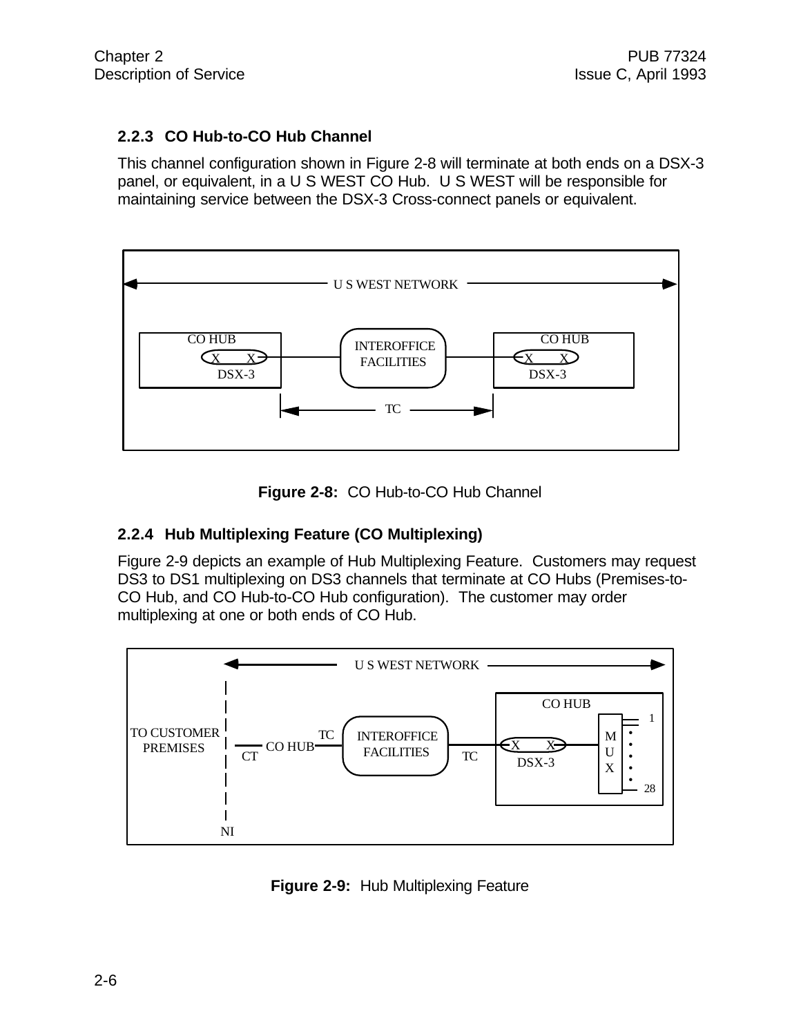### 2.2.3 CO Hub-to-CO Hub Channel

This channel configuration shown in Figure 2-8 will terminate at both ends on a DSX-3 panel, or equivalent, in a U S WEST CO Hub. U S WEST will be responsible for maintaining service between the DSX-3 Cross-connect panels or equivalent.

**Figure 2-8:** CO Hub-to-CO Hub Channel

### 2.2.4 Hub Multiplexing Feature (CO Multiplexing)

Figure 2-9 depicts an example of Hub Multiplexing Feature. Customers may request DS3 to DS1 multiplexing on DS3 channels that terminate at CO Hubs (Premises-to-CO Hub, and CO Hub-to-CO Hub configuration). The customer may order multiplexing at one or both ends of CO Hub.

**Figure 2-9:** Hub Multiplexing Feature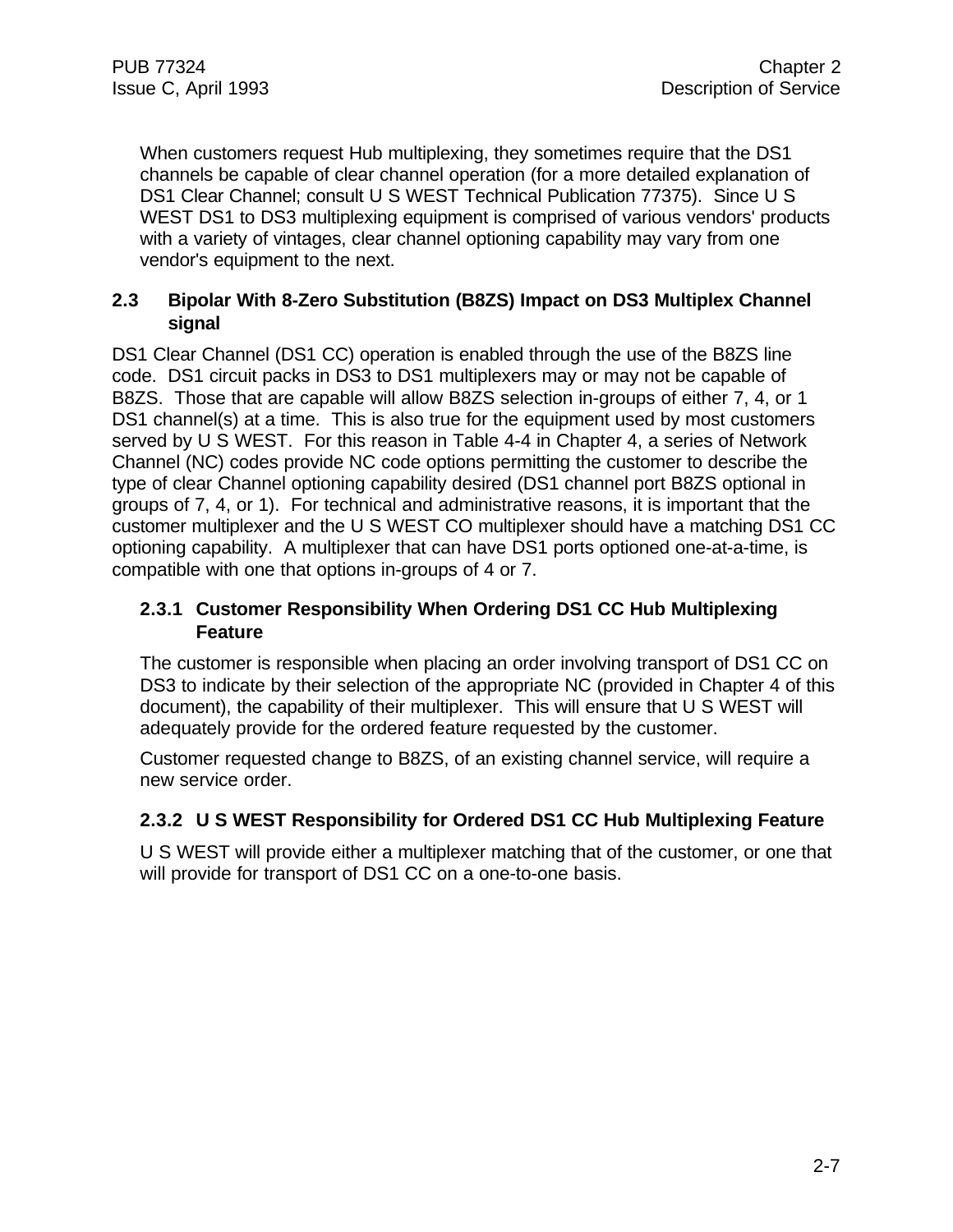When customers request Hub multiplexing, they sometimes require that the DS1 channels be capable of clear channel operation (for a more detailed explanation of DS1 Clear Channel; consult U S WEST Technical Publication 77375). Since U S WEST DS1 to DS3 multiplexing equipment is comprised of various vendors' products with a variety of vintages, clear channel optioning capability may vary from one vendor's equipment to the next.

## 2.3 Bipolar With 8-Zero Substitution (B8ZS) Impact on DS3 Multiplex Channel signal

DS1 Clear Channel (DS1 CC) operation is enabled through the use of the B8ZS line code. DS1 circuit packs in DS3 to DS1 multiplexers may or may not be capable of B8ZS. Those that are capable will allow B8ZS selection in-groups of either 7, 4, or 1 DS1 channel(s) at a time. This is also true for the equipment used by most customers served by U S WEST. For this reason in Table 4-4 in Chapter 4, a series of Network Channel (NC) codes provide NC code options permitting the customer to describe the type of clear Channel optioning capability desired (DS1 channel port B8ZS optional in groups of 7, 4, or 1). For technical and administrative reasons, it is important that the customer multiplexer and the U S WEST CO multiplexer should have a matching DS1 CC optioning capability. A multiplexer that can have DS1 ports optioned one-at-a-time, is compatible with one that options in-groups of 4 or 7.

### 2.3.1 Customer Responsibility When Ordering DS1 CC Hub Multiplexing Feature

The customer is responsible when placing an order involving transport of DS1 CC on DS3 to indicate by their selection of the appropriate NC (provided in Chapter 4 of this document), the capability of their multiplexer. This will ensure that U S WEST will adequately provide for the ordered feature requested by the customer.

Customer requested change to B8ZS, of an existing channel service, will require a new service order.

### 2.3.2 U S WEST Responsibility for Ordered DS1 CC Hub Multiplexing Feature

U S WEST will provide either a multiplexer matching that of the customer, or one that will provide for transport of DS1 CC on a one-to-one basis.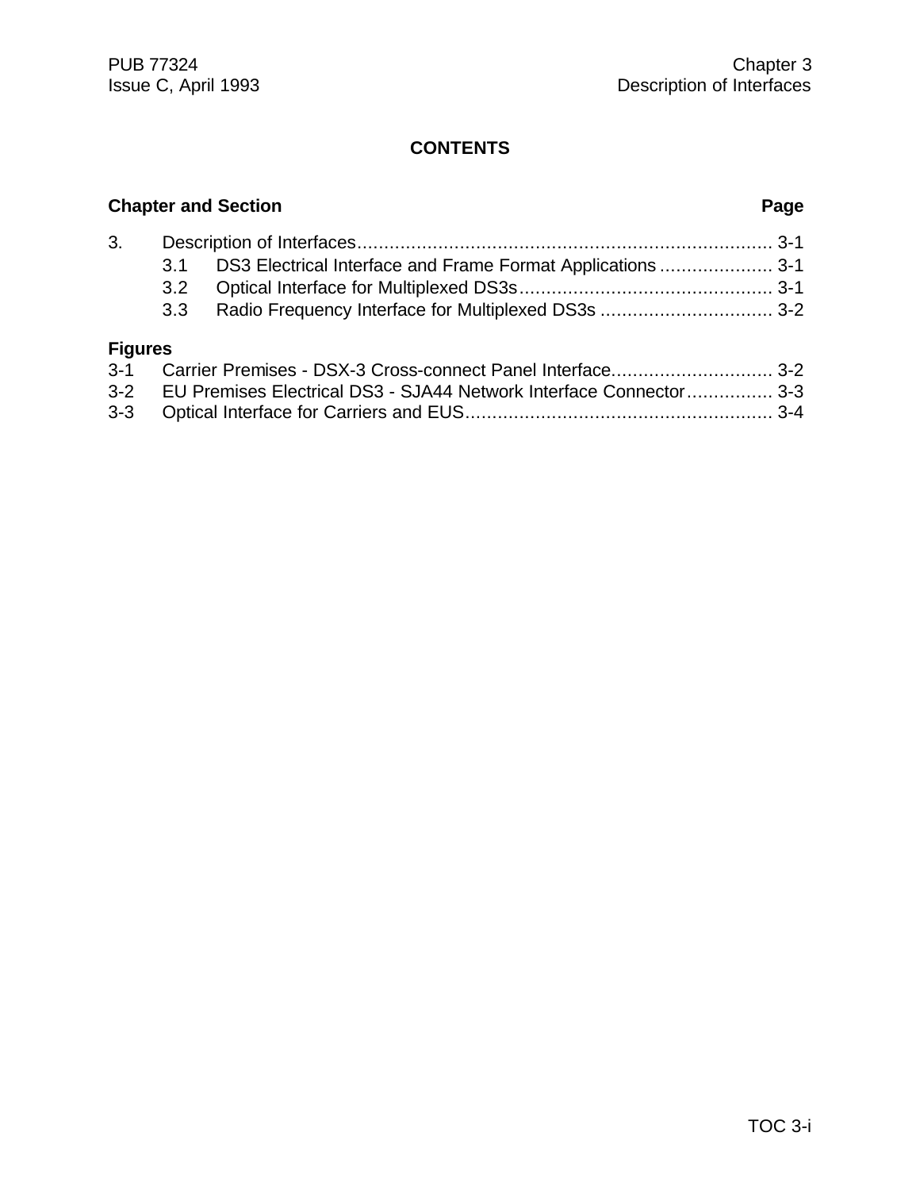# CONTENTS

| Chapter and Section | | Page |
|---|---|---|
| 3. | Description of Interfaces | 3-1 |
| 3.1 | DS3 Electrical Interface and Frame Format Applications | 3-1 |
| 3.2 | Optical Interface for Multiplexed DS3s | 3-1 |
| 3.3 | Radio Frequency Interface for Multiplexed DS3s | 3-2 |

**Figures**

| | | |
|---|---|---|
| 3-1 | Carrier Premises - DSX-3 Cross-connect Panel Interface | 3-2 |
| 3-2 | EU Premises Electrical DS3 - SJA44 Network Interface Connector | 3-3 |
| 3-3 | Optical Interface for Carriers and EUS | 3-4 |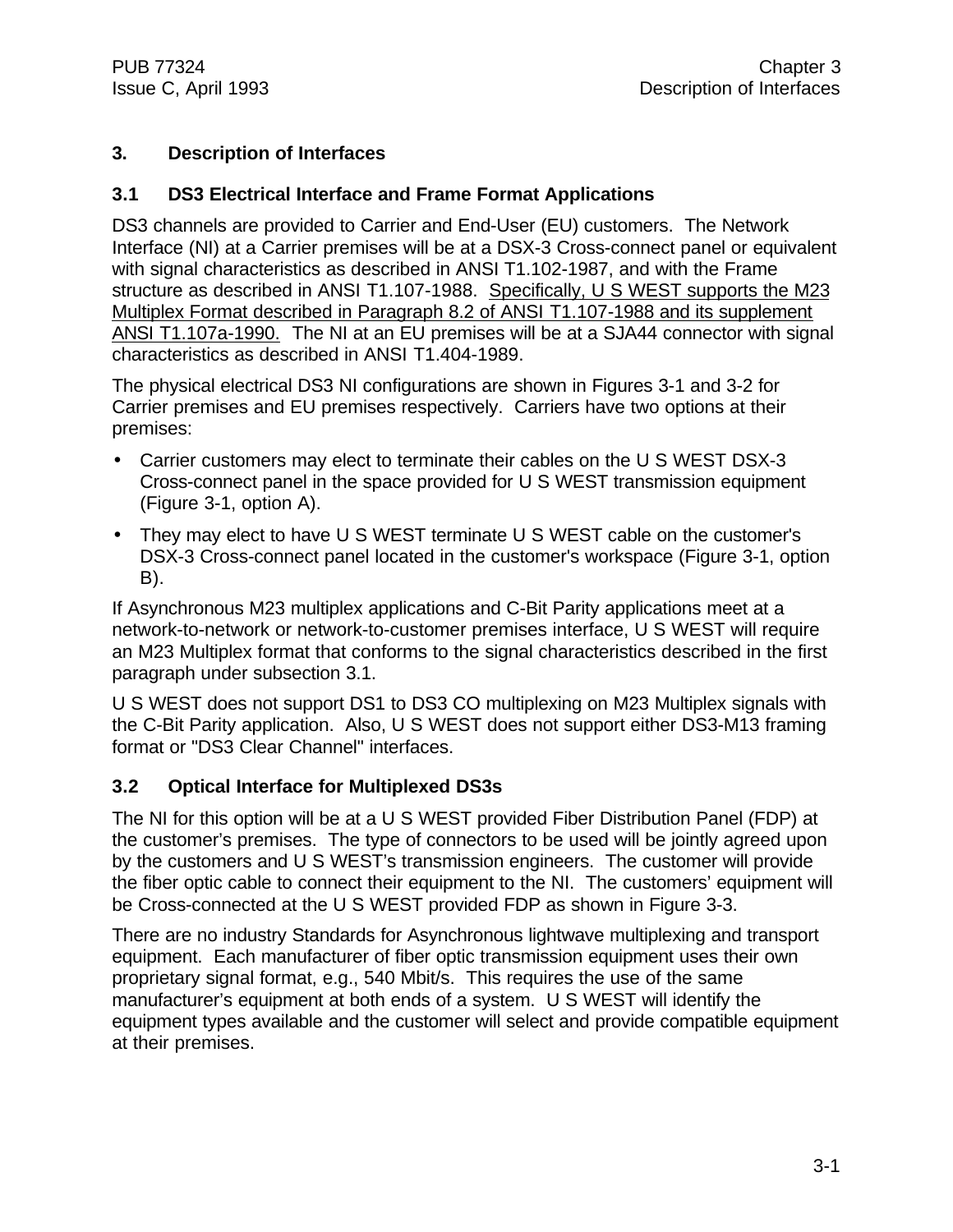# 3. Description of Interfaces

## 3.1 DS3 Electrical Interface and Frame Format Applications

DS3 channels are provided to Carrier and End-User (EU) customers. The Network Interface (NI) at a Carrier premises will be at a DSX-3 Cross-connect panel or equivalent with signal characteristics as described in ANSI T1.102-1987, and with the Frame structure as described in ANSI T1.107-1988. <u>Specifically, U S WEST supports the M23 Multiplex Format described in Paragraph 8.2 of ANSI T1.107-1988 and its supplement ANSI T1.107a-1990.</u> The NI at an EU premises will be at a SJA44 connector with signal characteristics as described in ANSI T1.404-1989.

The physical electrical DS3 NI configurations are shown in Figures 3-1 and 3-2 for Carrier premises and EU premises respectively. Carriers have two options at their premises:

- Carrier customers may elect to terminate their cables on the U S WEST DSX-3 Cross-connect panel in the space provided for U S WEST transmission equipment (Figure 3-1, option A).
- They may elect to have U S WEST terminate U S WEST cable on the customer's DSX-3 Cross-connect panel located in the customer's workspace (Figure 3-1, option B).

If Asynchronous M23 multiplex applications and C-Bit Parity applications meet at a network-to-network or network-to-customer premises interface, U S WEST will require an M23 Multiplex format that conforms to the signal characteristics described in the first paragraph under subsection 3.1.

U S WEST does not support DS1 to DS3 CO multiplexing on M23 Multiplex signals with the C-Bit Parity application. Also, U S WEST does not support either DS3-M13 framing format or "DS3 Clear Channel" interfaces.

## 3.2 Optical Interface for Multiplexed DS3s

The NI for this option will be at a U S WEST provided Fiber Distribution Panel (FDP) at the customer's premises. The type of connectors to be used will be jointly agreed upon by the customers and U S WEST's transmission engineers. The customer will provide the fiber optic cable to connect their equipment to the NI. The customers' equipment will be Cross-connected at the U S WEST provided FDP as shown in Figure 3-3.

There are no industry Standards for Asynchronous lightwave multiplexing and transport equipment. Each manufacturer of fiber optic transmission equipment uses their own proprietary signal format, e.g., 540 Mbit/s. This requires the use of the same manufacturer's equipment at both ends of a system. U S WEST will identify the equipment types available and the customer will select and provide compatible equipment at their premises.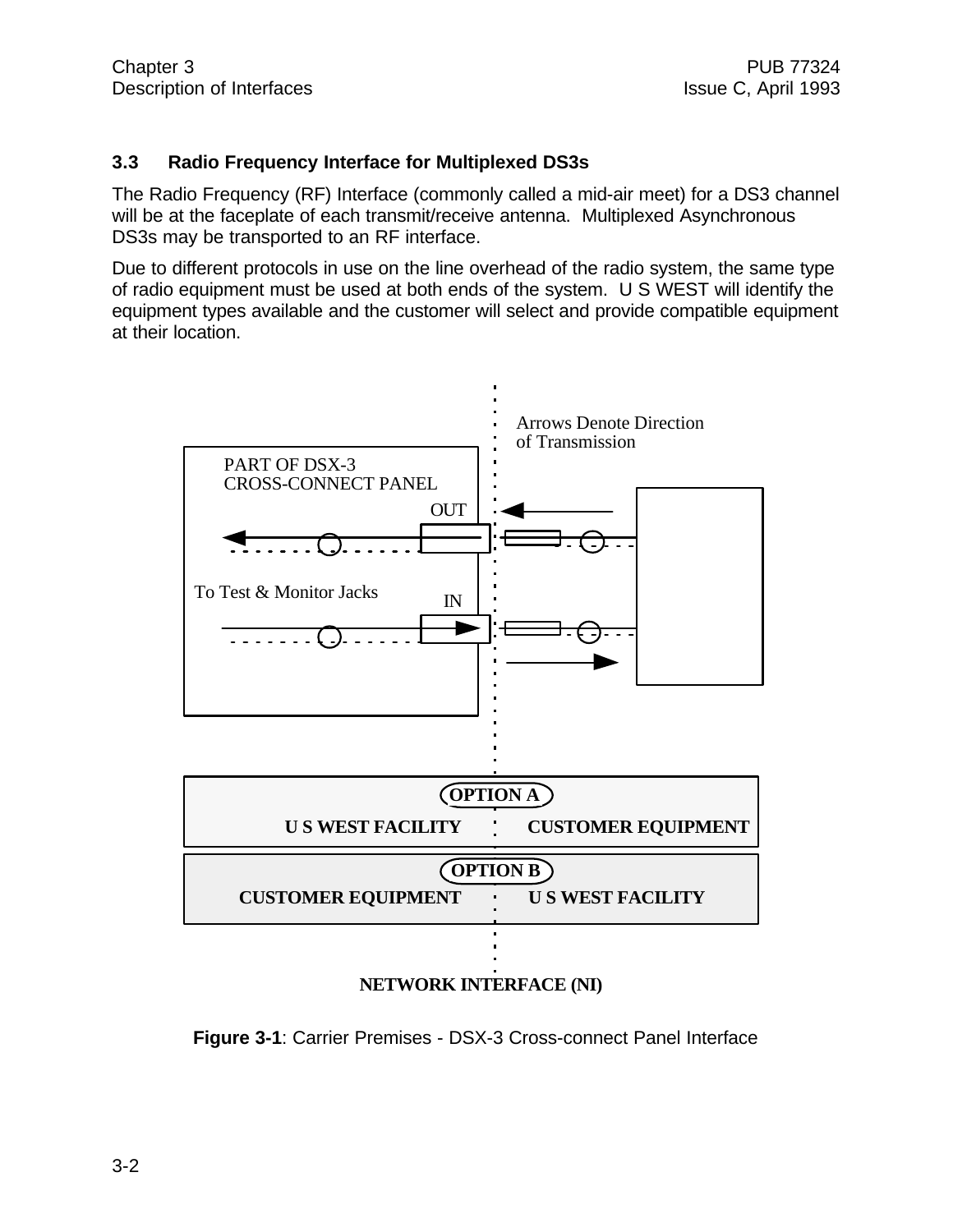### 3.3 Radio Frequency Interface for Multiplexed DS3s

The Radio Frequency (RF) Interface (commonly called a mid-air meet) for a DS3 channel will be at the faceplate of each transmit/receive antenna. Multiplexed Asynchronous DS3s may be transported to an RF interface.

Due to different protocols in use on the line overhead of the radio system, the same type of radio equipment must be used at both ends of the system. U S WEST will identify the equipment types available and the customer will select and provide compatible equipment at their location.

Arrows Denote Direction of Transmission

PART OF DSX-3 CROSS-CONNECT PANEL

OUT

To Test & Monitor Jacks

IN

OPTION A

U S WEST FACILITY | CUSTOMER EQUIPMENT

OPTION B

CUSTOMER EQUIPMENT | U S WEST FACILITY

NETWORK INTERFACE (NI)

**Figure 3-1**: Carrier Premises - DSX-3 Cross-connect Panel Interface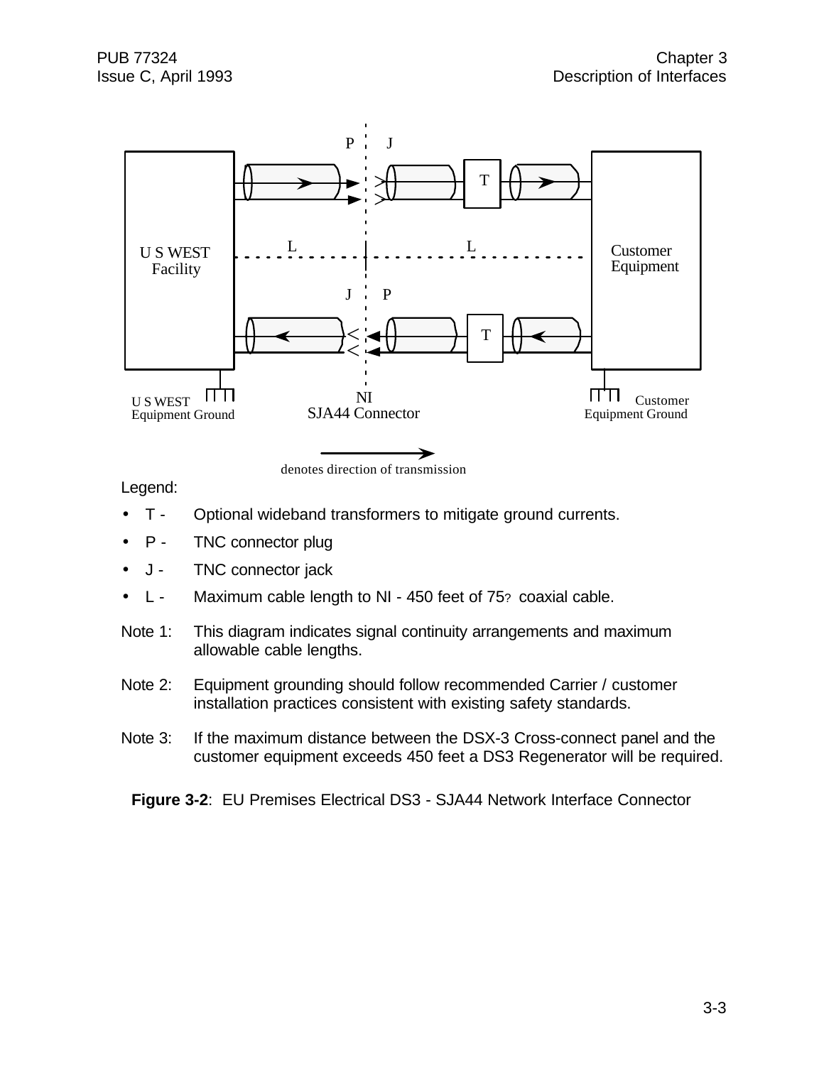Legend:

- T - Optional wideband transformers to mitigate ground currents.
- P - TNC connector plug
- J - TNC connector jack
- L - Maximum cable length to NI - 450 feet of 75? coaxial cable.

Note 1: This diagram indicates signal continuity arrangements and maximum allowable cable lengths.

Note 2: Equipment grounding should follow recommended Carrier / customer installation practices consistent with existing safety standards.

Note 3: If the maximum distance between the DSX-3 Cross-connect panel and the customer equipment exceeds 450 feet a DS3 Regenerator will be required.

**Figure 3-2**: EU Premises Electrical DS3 - SJA44 Network Interface Connector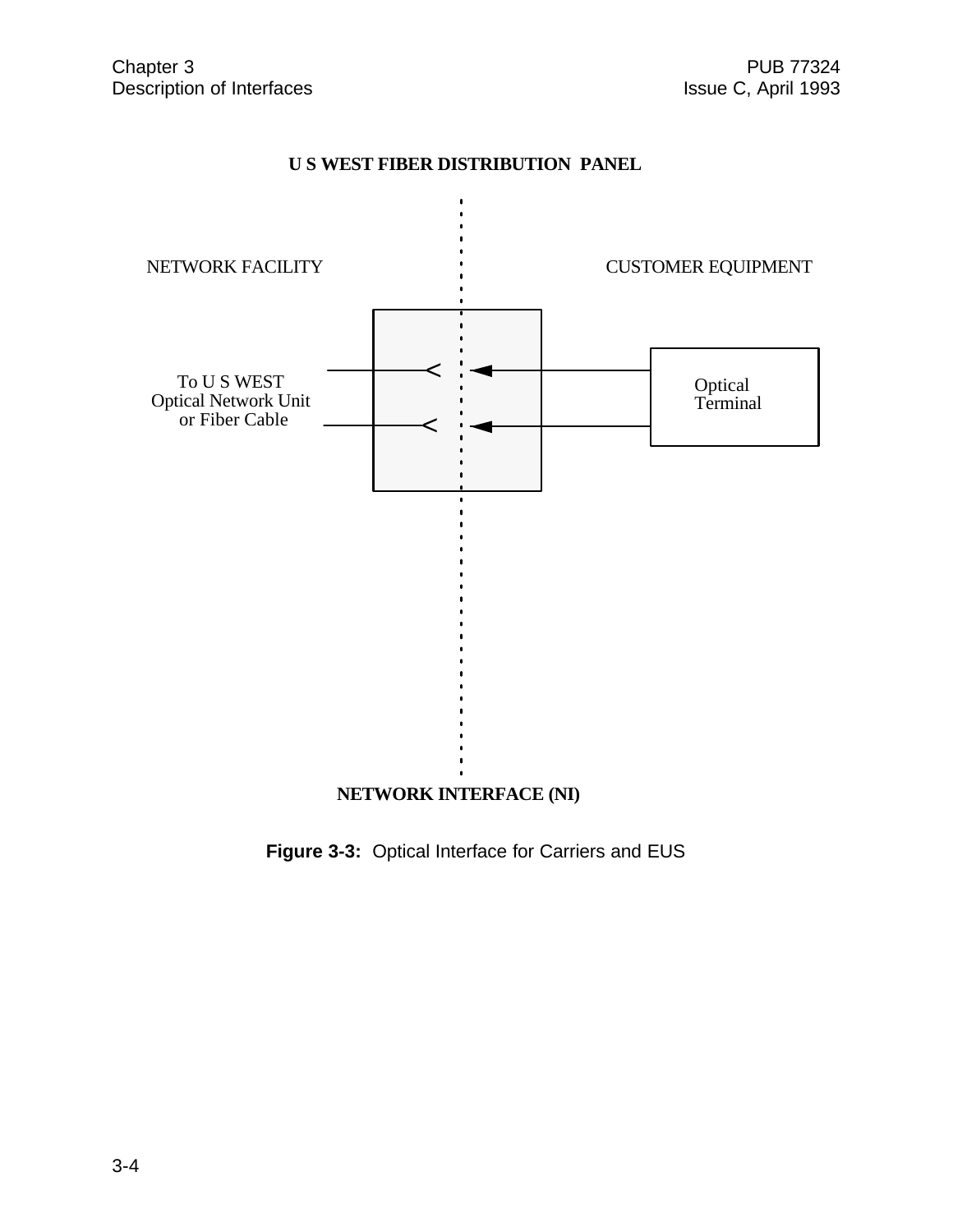U S WEST FIBER DISTRIBUTION PANEL

NETWORK FACILITY

CUSTOMER EQUIPMENT

To U S WEST
Optical Network Unit
or Fiber Cable

Optical
Terminal

NETWORK INTERFACE (NI)

**Figure 3-3:** Optical Interface for Carriers and EUS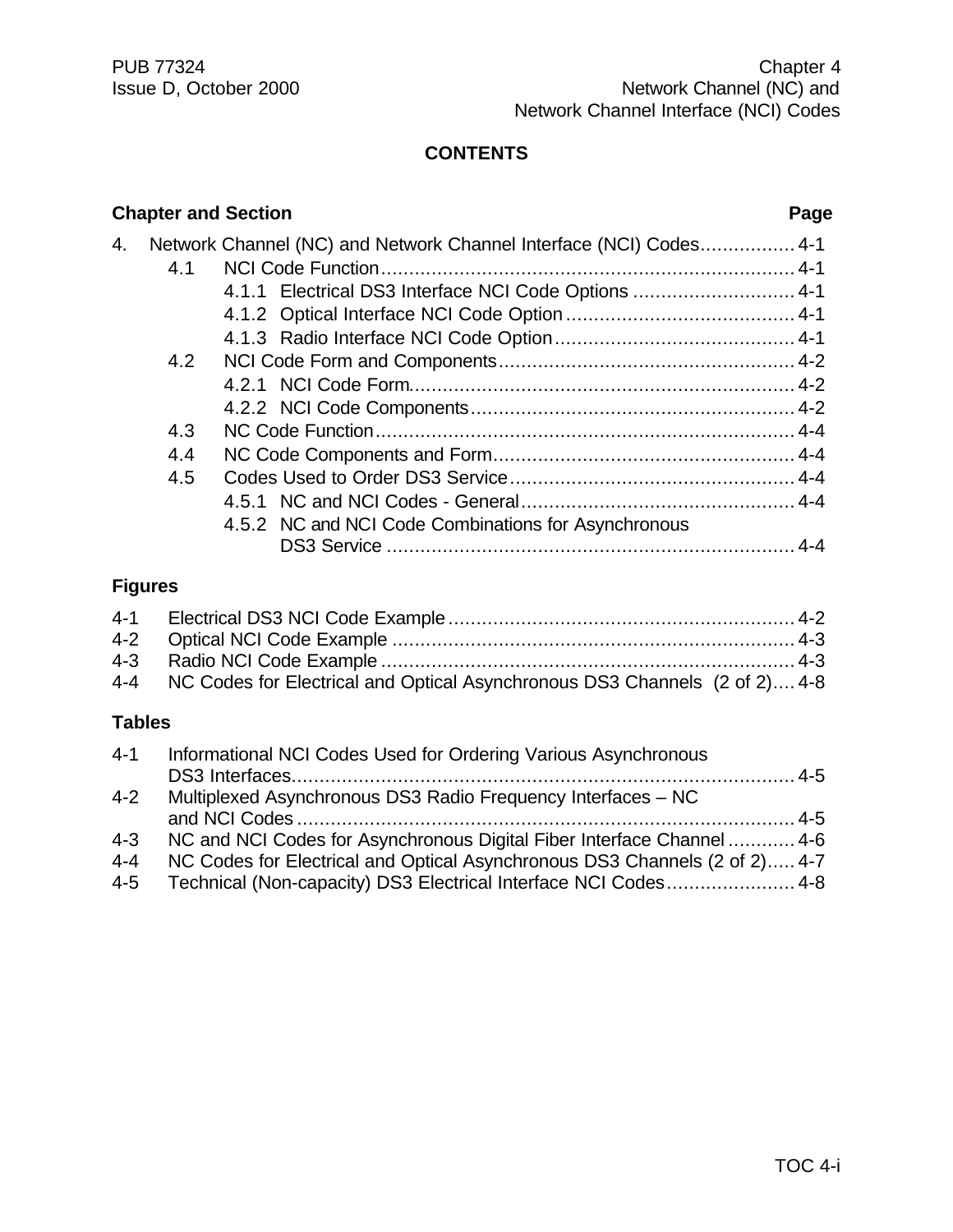## CONTENTS

| Chapter and Section | | | Page |
|---|---|---|---|
| 4. | Network Channel (NC) and Network Channel Interface (NCI) Codes | | 4-1 |
| | 4.1 | NCI Code Function | 4-1 |
| | | 4.1.1 Electrical DS3 Interface NCI Code Options | 4-1 |
| | | 4.1.2 Optical Interface NCI Code Option | 4-1 |
| | | 4.1.3 Radio Interface NCI Code Option | 4-1 |
| | 4.2 | NCI Code Form and Components | 4-2 |
| | | 4.2.1 NCI Code Form | 4-2 |
| | | 4.2.2 NCI Code Components | 4-2 |
| | 4.3 | NC Code Function | 4-4 |
| | 4.4 | NC Code Components and Form | 4-4 |
| | 4.5 | Codes Used to Order DS3 Service | 4-4 |
| | | 4.5.1 NC and NCI Codes - General | 4-4 |
| | | 4.5.2 NC and NCI Code Combinations for Asynchronous DS3 Service | 4-4 |

### Figures

| | | |
|---|---|---|
| 4-1 | Electrical DS3 NCI Code Example | 4-2 |
| 4-2 | Optical NCI Code Example | 4-3 |
| 4-3 | Radio NCI Code Example | 4-3 |
| 4-4 | NC Codes for Electrical and Optical Asynchronous DS3 Channels (2 of 2) | 4-8 |

### Tables

| | | |
|---|---|---|
| 4-1 | Informational NCI Codes Used for Ordering Various Asynchronous DS3 Interfaces | 4-5 |
| 4-2 | Multiplexed Asynchronous DS3 Radio Frequency Interfaces – NC and NCI Codes | 4-5 |
| 4-3 | NC and NCI Codes for Asynchronous Digital Fiber Interface Channel | 4-6 |
| 4-4 | NC Codes for Electrical and Optical Asynchronous DS3 Channels (2 of 2) | 4-7 |
| 4-5 | Technical (Non-capacity) DS3 Electrical Interface NCI Codes | 4-8 |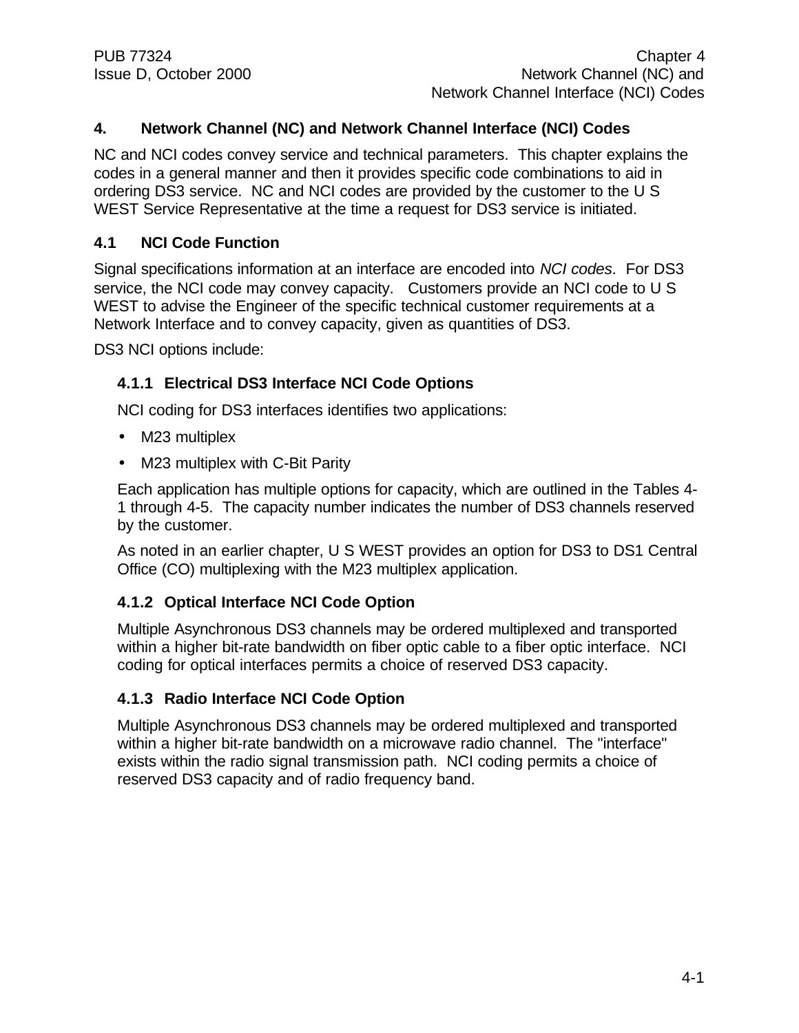# 4. Network Channel (NC) and Network Channel Interface (NCI) Codes

NC and NCI codes convey service and technical parameters. This chapter explains the codes in a general manner and then it provides specific code combinations to aid in ordering DS3 service. NC and NCI codes are provided by the customer to the U S WEST Service Representative at the time a request for DS3 service is initiated.

## 4.1 NCI Code Function

Signal specifications information at an interface are encoded into *NCI codes*. For DS3 service, the NCI code may convey capacity. Customers provide an NCI code to U S WEST to advise the Engineer of the specific technical customer requirements at a Network Interface and to convey capacity, given as quantities of DS3.

DS3 NCI options include:

### 4.1.1 Electrical DS3 Interface NCI Code Options

NCI coding for DS3 interfaces identifies two applications:

- M23 multiplex
- M23 multiplex with C-Bit Parity

Each application has multiple options for capacity, which are outlined in the Tables 4-1 through 4-5. The capacity number indicates the number of DS3 channels reserved by the customer.

As noted in an earlier chapter, U S WEST provides an option for DS3 to DS1 Central Office (CO) multiplexing with the M23 multiplex application.

### 4.1.2 Optical Interface NCI Code Option

Multiple Asynchronous DS3 channels may be ordered multiplexed and transported within a higher bit-rate bandwidth on fiber optic cable to a fiber optic interface. NCI coding for optical interfaces permits a choice of reserved DS3 capacity.

### 4.1.3 Radio Interface NCI Code Option

Multiple Asynchronous DS3 channels may be ordered multiplexed and transported within a higher bit-rate bandwidth on a microwave radio channel. The "interface" exists within the radio signal transmission path. NCI coding permits a choice of reserved DS3 capacity and of radio frequency band.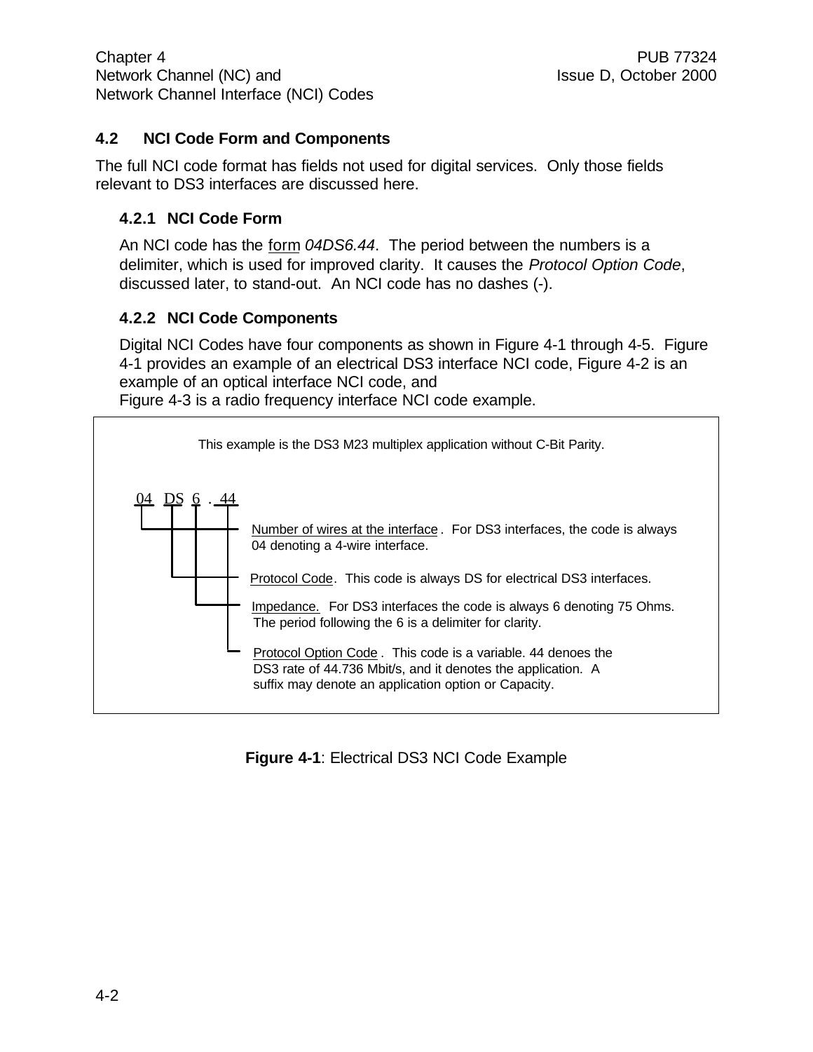## 4.2 NCI Code Form and Components

The full NCI code format has fields not used for digital services. Only those fields relevant to DS3 interfaces are discussed here.

### 4.2.1 NCI Code Form

An NCI code has the form *04DS6.44*. The period between the numbers is a delimiter, which is used for improved clarity. It causes the *Protocol Option Code*, discussed later, to stand-out. An NCI code has no dashes (-).

### 4.2.2 NCI Code Components

Digital NCI Codes have four components as shown in Figure 4-1 through 4-5. Figure 4-1 provides an example of an electrical DS3 interface NCI code, Figure 4-2 is an example of an optical interface NCI code, and Figure 4-3 is a radio frequency interface NCI code example.

This example is the DS3 M23 multiplex application without C-Bit Parity.

04 DS 6 . 44

- Number of wires at the interface. For DS3 interfaces, the code is always 04 denoting a 4-wire interface.
- Protocol Code. This code is always DS for electrical DS3 interfaces.
- Impedance. For DS3 interfaces the code is always 6 denoting 75 Ohms. The period following the 6 is a delimiter for clarity.
- Protocol Option Code. This code is a variable. 44 denoes the DS3 rate of 44.736 Mbit/s, and it denotes the application. A suffix may denote an application option or Capacity.

**Figure 4-1**: Electrical DS3 NCI Code Example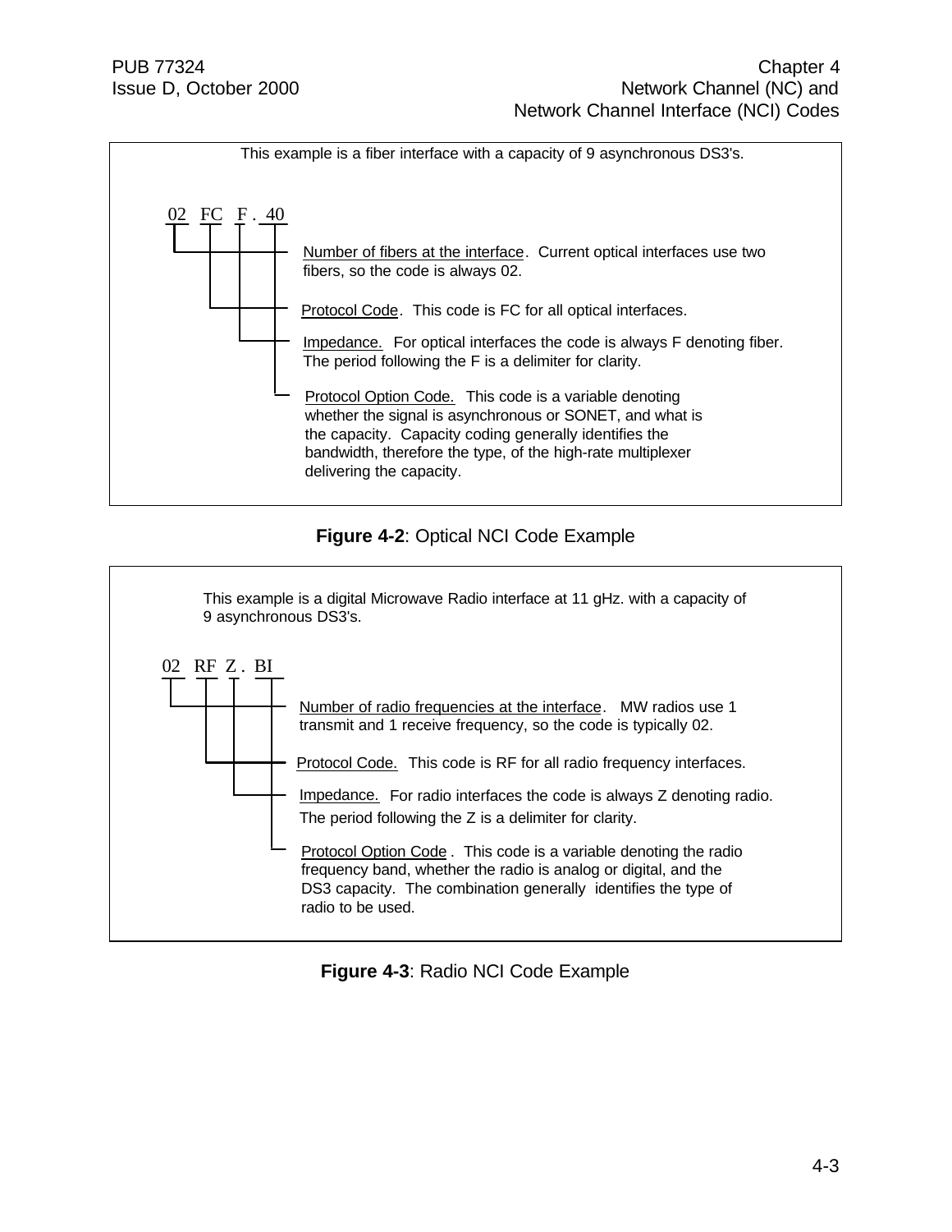This example is a fiber interface with a capacity of 9 asynchronous DS3's.

```
02  FC  F . 40
```

- Number of fibers at the interface. Current optical interfaces use two fibers, so the code is always 02.
- Protocol Code. This code is FC for all optical interfaces.
- Impedance. For optical interfaces the code is always F denoting fiber. The period following the F is a delimiter for clarity.
- Protocol Option Code. This code is a variable denoting whether the signal is asynchronous or SONET, and what is the capacity. Capacity coding generally identifies the bandwidth, therefore the type, of the high-rate multiplexer delivering the capacity.

**Figure 4-2**: Optical NCI Code Example

This example is a digital Microwave Radio interface at 11 gHz. with a capacity of 9 asynchronous DS3's.

```
02  RF  Z . BI
```

- Number of radio frequencies at the interface. MW radios use 1 transmit and 1 receive frequency, so the code is typically 02.
- Protocol Code. This code is RF for all radio frequency interfaces.
- Impedance. For radio interfaces the code is always Z denoting radio. The period following the Z is a delimiter for clarity.
- Protocol Option Code . This code is a variable denoting the radio frequency band, whether the radio is analog or digital, and the DS3 capacity. The combination generally identifies the type of radio to be used.

**Figure 4-3**: Radio NCI Code Example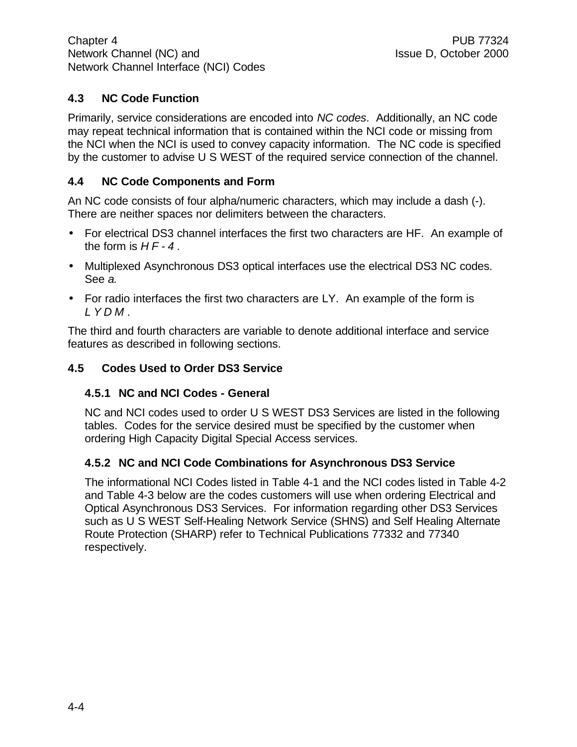## 4.3 NC Code Function

Primarily, service considerations are encoded into *NC codes*. Additionally, an NC code may repeat technical information that is contained within the NCI code or missing from the NCI when the NCI is used to convey capacity information. The NC code is specified by the customer to advise U S WEST of the required service connection of the channel.

## 4.4 NC Code Components and Form

An NC code consists of four alpha/numeric characters, which may include a dash (-). There are neither spaces nor delimiters between the characters.

- For electrical DS3 channel interfaces the first two characters are HF. An example of the form is *H F - 4* .
- Multiplexed Asynchronous DS3 optical interfaces use the electrical DS3 NC codes. See *a.*
- For radio interfaces the first two characters are LY. An example of the form is *L Y D M* .

The third and fourth characters are variable to denote additional interface and service features as described in following sections.

## 4.5 Codes Used to Order DS3 Service

### 4.5.1 NC and NCI Codes - General

NC and NCI codes used to order U S WEST DS3 Services are listed in the following tables. Codes for the service desired must be specified by the customer when ordering High Capacity Digital Special Access services.

### 4.5.2 NC and NCI Code Combinations for Asynchronous DS3 Service

The informational NCI Codes listed in Table 4-1 and the NCI codes listed in Table 4-2 and Table 4-3 below are the codes customers will use when ordering Electrical and Optical Asynchronous DS3 Services. For information regarding other DS3 Services such as U S WEST Self-Healing Network Service (SHNS) and Self Healing Alternate Route Protection (SHARP) refer to Technical Publications 77332 and 77340 respectively.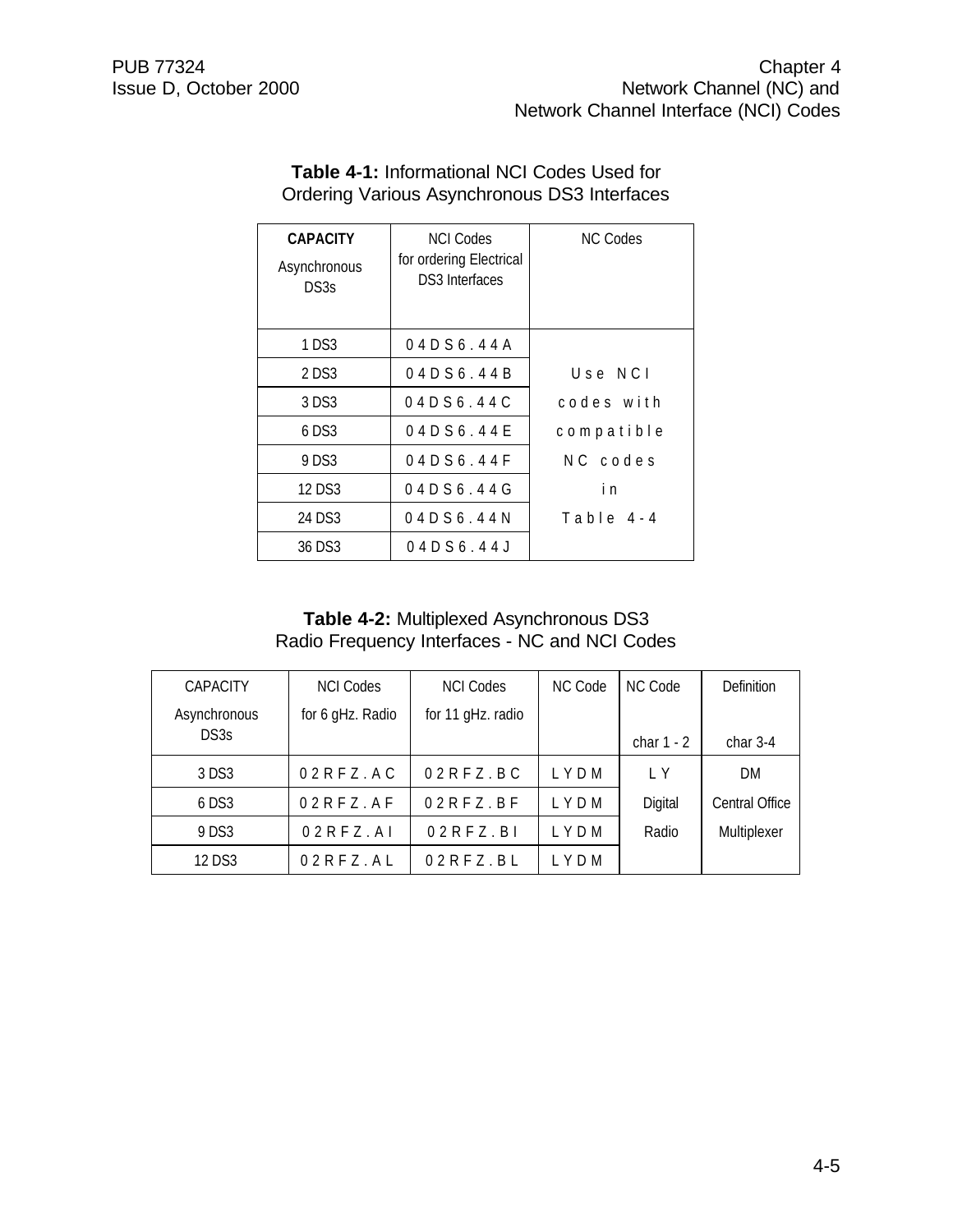**Table 4-1:** Informational NCI Codes Used for Ordering Various Asynchronous DS3 Interfaces

| **CAPACITY** Asynchronous DS3s | NCI Codes for ordering Electrical DS3 Interfaces | NC Codes |
|---|---|---|
| 1 DS3 | 04DS6.44A | Use NCI codes with compatible NC codes in Table 4-4 |
| 2 DS3 | 04DS6.44B | |
| 3 DS3 | 04DS6.44C | |
| 6 DS3 | 04DS6.44E | |
| 9 DS3 | 04DS6.44F | |
| 12 DS3 | 04DS6.44G | |
| 24 DS3 | 04DS6.44N | |
| 36 DS3 | 04DS6.44J | |

**Table 4-2:** Multiplexed Asynchronous DS3 Radio Frequency Interfaces - NC and NCI Codes

| CAPACITY Asynchronous DS3s | NCI Codes for 6 gHz. Radio | NCI Codes for 11 gHz. radio | NC Code | NC Code char 1 - 2 | Definition char 3-4 |
|---|---|---|---|---|---|
| 3 DS3 | 02RFZ.AC | 02RFZ.BC | LYDM | LY | DM |
| 6 DS3 | 02RFZ.AF | 02RFZ.BF | LYDM | Digital | Central Office |
| 9 DS3 | 02RFZ.AI | 02RFZ.BI | LYDM | Radio | Multiplexer |
| 12 DS3 | 02RFZ.AL | 02RFZ.BL | LYDM | | |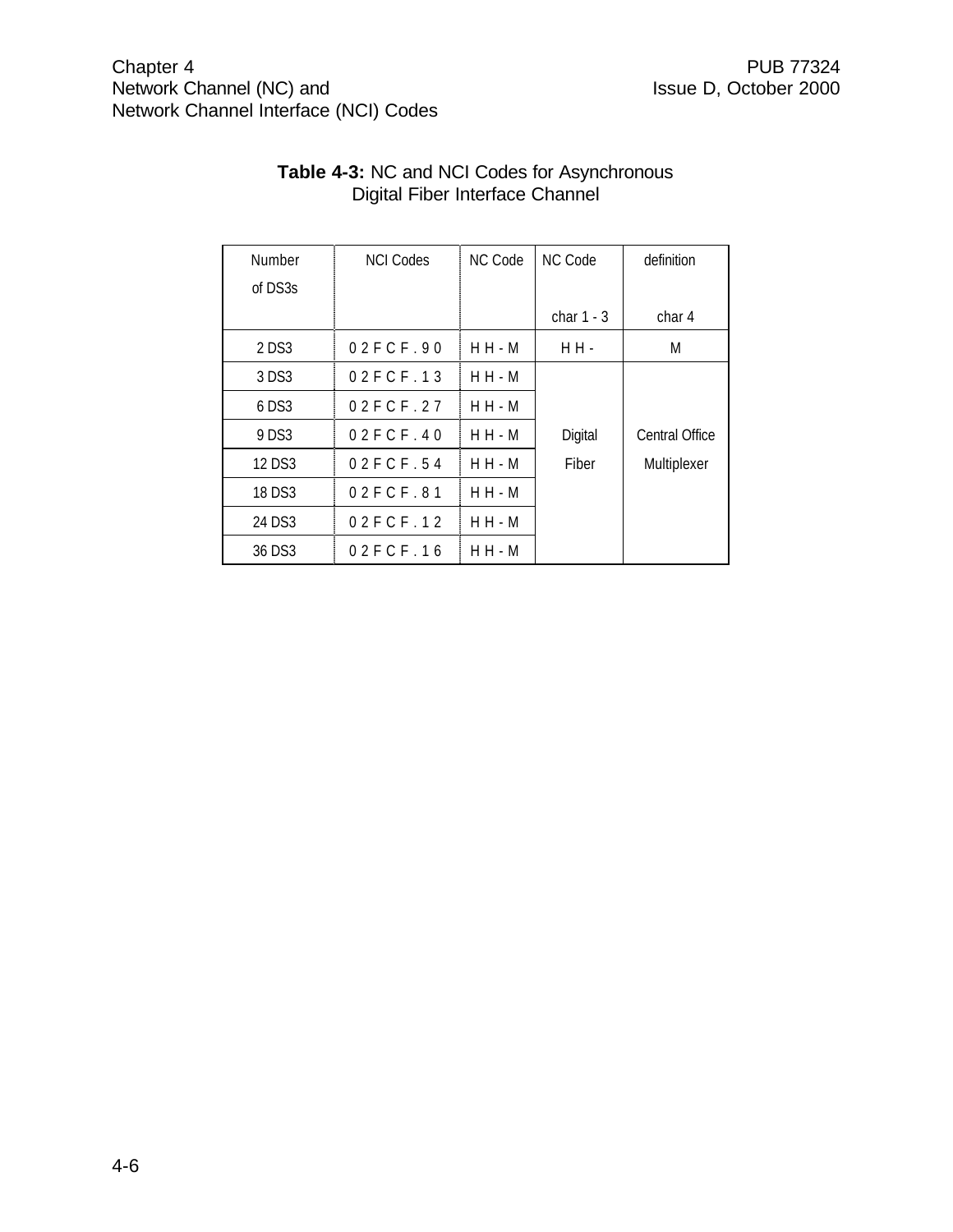**Table 4-3:** NC and NCI Codes for Asynchronous Digital Fiber Interface Channel

| Number of DS3s | NCI Codes | NC Code | NC Code char 1 - 3 | definition char 4 |
|---|---|---|---|---|
| 2 DS3 | 0 2 F C F . 9 0 | H H - M | H H - | M |
| 3 DS3 | 0 2 F C F . 1 3 | H H - M | Digital Fiber | Central Office Multiplexer |
| 6 DS3 | 0 2 F C F . 2 7 | H H - M | | |
| 9 DS3 | 0 2 F C F . 4 0 | H H - M | | |
| 12 DS3 | 0 2 F C F . 5 4 | H H - M | | |
| 18 DS3 | 0 2 F C F . 8 1 | H H - M | | |
| 24 DS3 | 0 2 F C F . 1 2 | H H - M | | |
| 36 DS3 | 0 2 F C F . 1 6 | H H - M | | |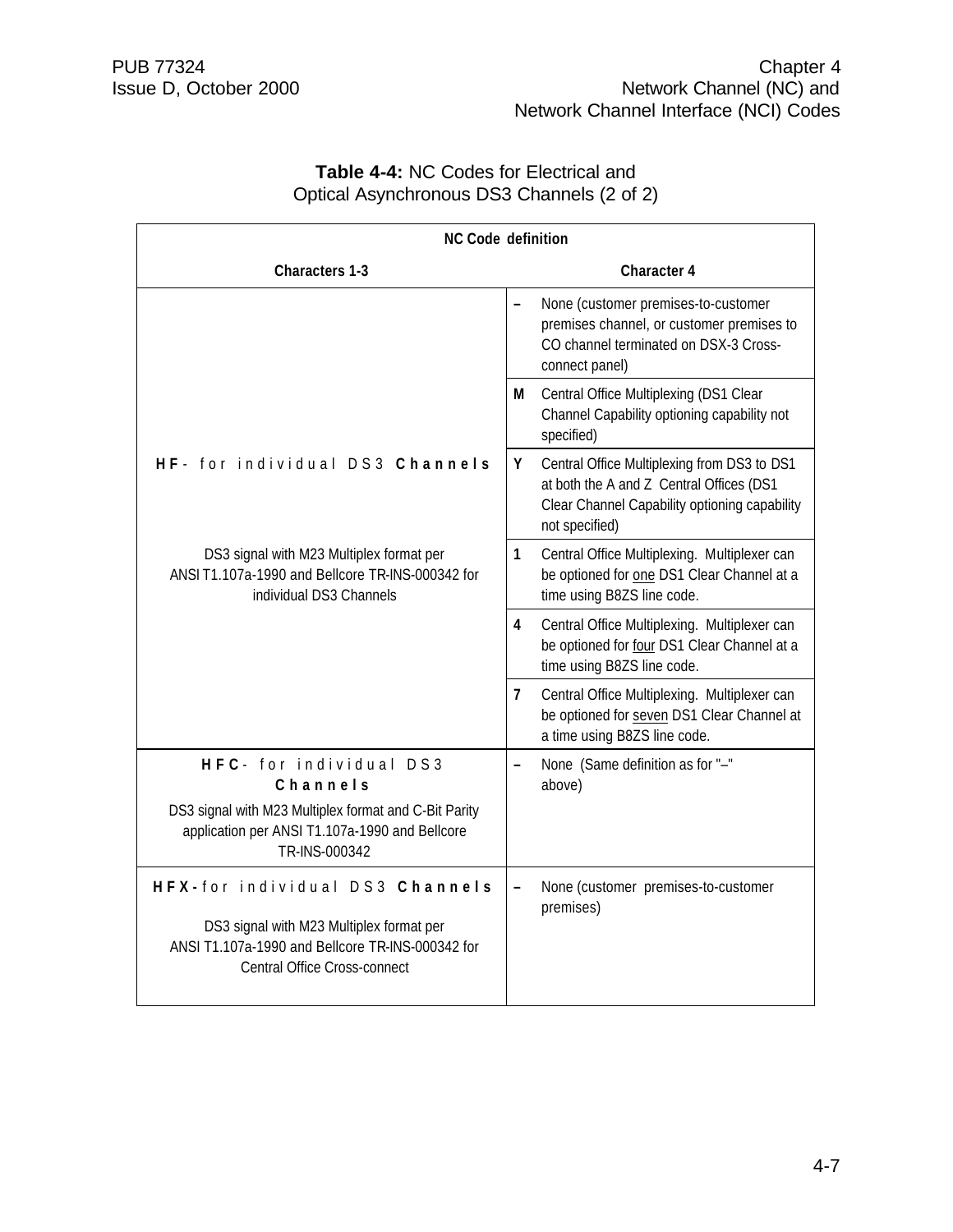**Table 4-4:** NC Codes for Electrical and Optical Asynchronous DS3 Channels (2 of 2)

| NC Code definition | | |
|---|---|---|
| **Characters 1-3** | **Character 4** | |
| **HF** - for individual DS3 **Channels**<br><br>DS3 signal with M23 Multiplex format per ANSI T1.107a-1990 and Bellcore TR-INS-000342 for individual DS3 Channels | – | None (customer premises-to-customer premises channel, or customer premises to CO channel terminated on DSX-3 Cross-connect panel) |
| | M | Central Office Multiplexing (DS1 Clear Channel Capability optioning capability not specified) |
| | Y | Central Office Multiplexing from DS3 to DS1 at both the A and Z Central Offices (DS1 Clear Channel Capability optioning capability not specified) |
| | 1 | Central Office Multiplexing. Multiplexer can be optioned for one DS1 Clear Channel at a time using B8ZS line code. |
| | 4 | Central Office Multiplexing. Multiplexer can be optioned for four DS1 Clear Channel at a time using B8ZS line code. |
| | 7 | Central Office Multiplexing. Multiplexer can be optioned for seven DS1 Clear Channel at a time using B8ZS line code. |
| **HFC** - for individual DS3 **Channels**<br><br>DS3 signal with M23 Multiplex format and C-Bit Parity application per ANSI T1.107a-1990 and Bellcore TR-INS-000342 | – | None (Same definition as for "–" above) |
| **HFX** - for individual DS3 **Channels**<br><br>DS3 signal with M23 Multiplex format per ANSI T1.107a-1990 and Bellcore TR-INS-000342 for Central Office Cross-connect | – | None (customer premises-to-customer premises) |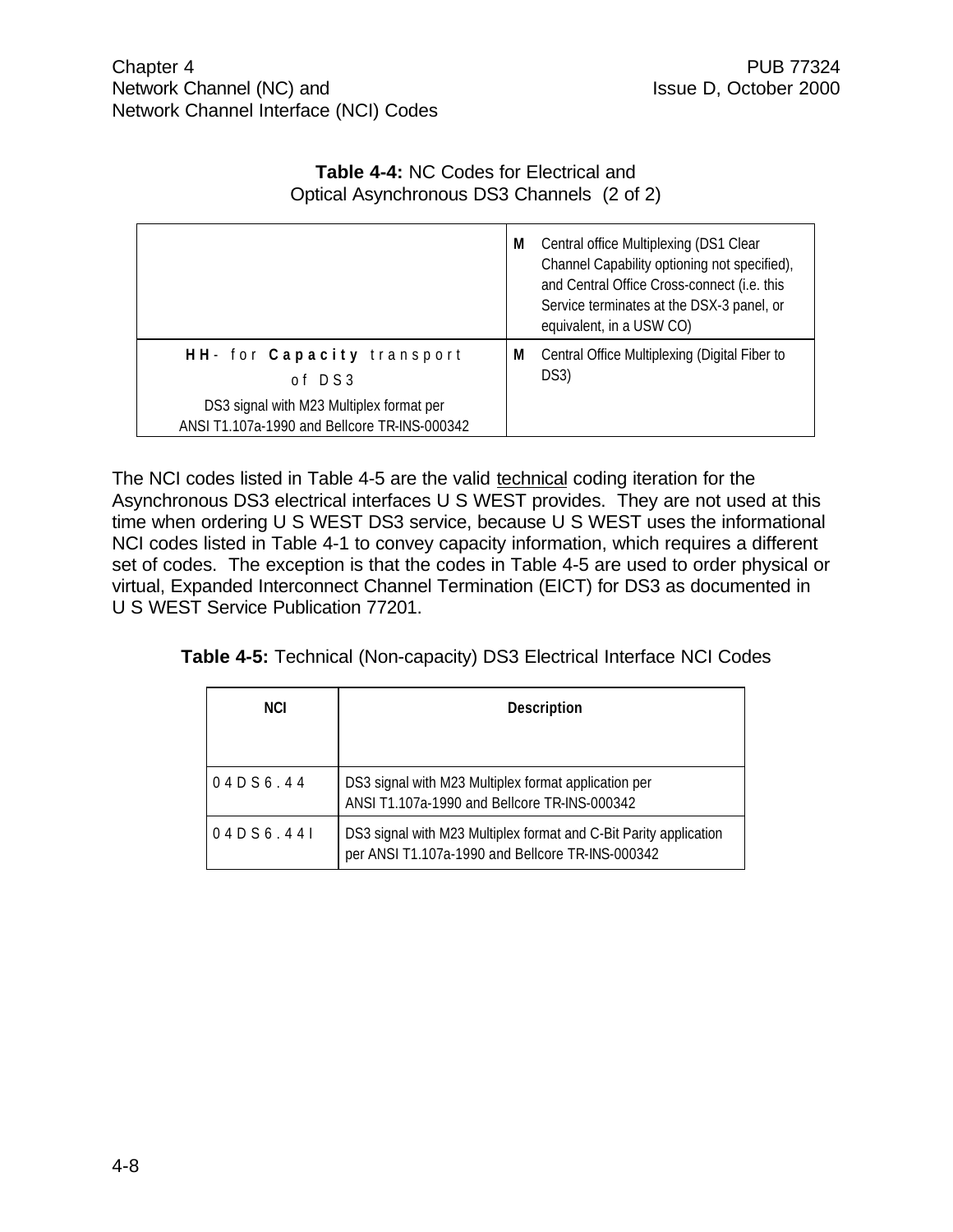**Table 4-4:** NC Codes for Electrical and Optical Asynchronous DS3 Channels (2 of 2)

| | | |
|---|---|---|
| | **M** | Central office Multiplexing (DS1 Clear Channel Capability optioning not specified), and Central Office Cross-connect (i.e. this Service terminates at the DSX-3 panel, or equivalent, in a USW CO) |
| **HH**- for **Capacity** transport of DS3<br>DS3 signal with M23 Multiplex format per ANSI T1.107a-1990 and Bellcore TR-INS-000342 | **M** | Central Office Multiplexing (Digital Fiber to DS3) |

The NCI codes listed in Table 4-5 are the valid technical coding iteration for the Asynchronous DS3 electrical interfaces U S WEST provides. They are not used at this time when ordering U S WEST DS3 service, because U S WEST uses the informational NCI codes listed in Table 4-1 to convey capacity information, which requires a different set of codes. The exception is that the codes in Table 4-5 are used to order physical or virtual, Expanded Interconnect Channel Termination (EICT) for DS3 as documented in U S WEST Service Publication 77201.

**Table 4-5:** Technical (Non-capacity) DS3 Electrical Interface NCI Codes

| NCI | Description |
|---|---|
| 04DS6.44 | DS3 signal with M23 Multiplex format application per ANSI T1.107a-1990 and Bellcore TR-INS-000342 |
| 04DS6.44I | DS3 signal with M23 Multiplex format and C-Bit Parity application per ANSI T1.107a-1990 and Bellcore TR-INS-000342 |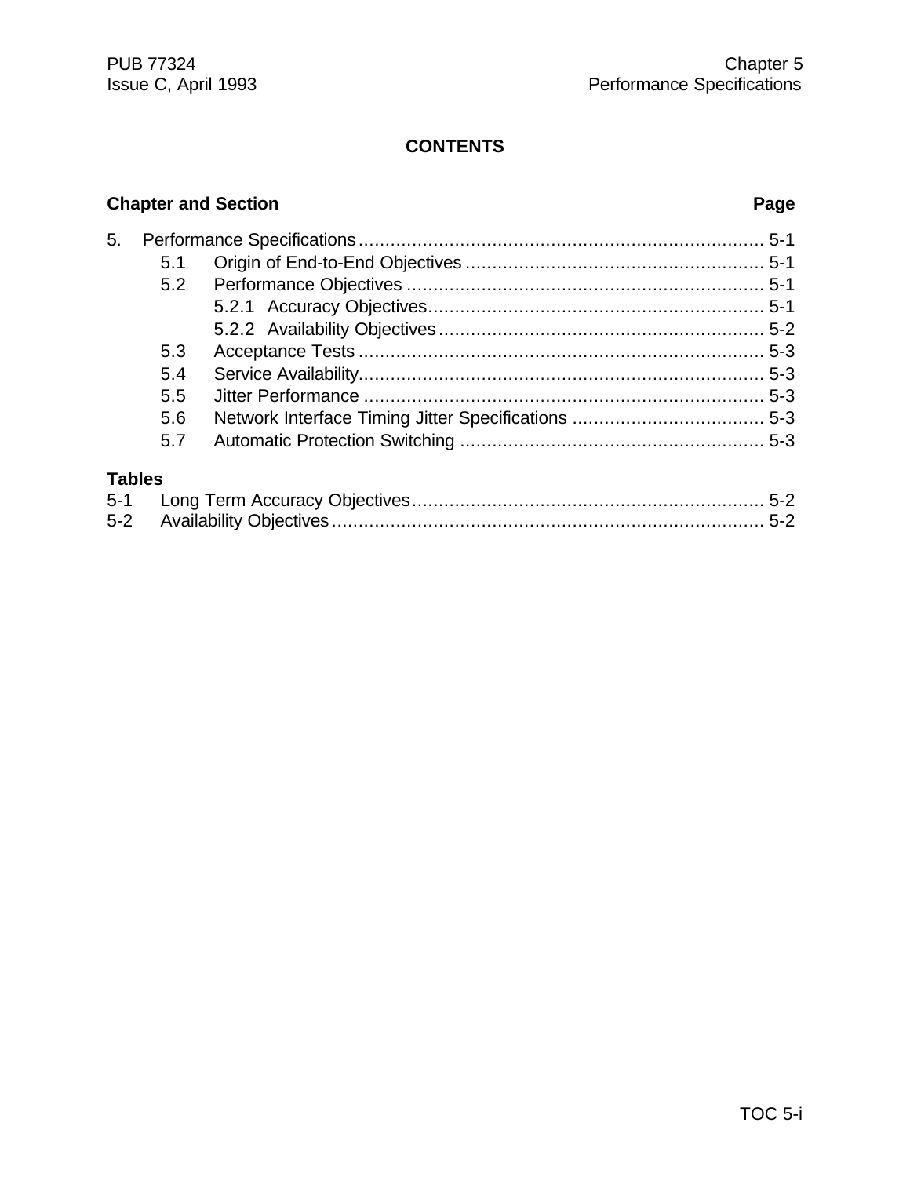# CONTENTS

| Chapter and Section | Page |
|---|---|
| 5. Performance Specifications | 5-1 |
| 5.1 Origin of End-to-End Objectives | 5-1 |
| 5.2 Performance Objectives | 5-1 |
| 5.2.1 Accuracy Objectives | 5-1 |
| 5.2.2 Availability Objectives | 5-2 |
| 5.3 Acceptance Tests | 5-3 |
| 5.4 Service Availability | 5-3 |
| 5.5 Jitter Performance | 5-3 |
| 5.6 Network Interface Timing Jitter Specifications | 5-3 |
| 5.7 Automatic Protection Switching | 5-3 |

**Tables**

| | | |
|---|---|---|
| 5-1 | Long Term Accuracy Objectives | 5-2 |
| 5-2 | Availability Objectives | 5-2 |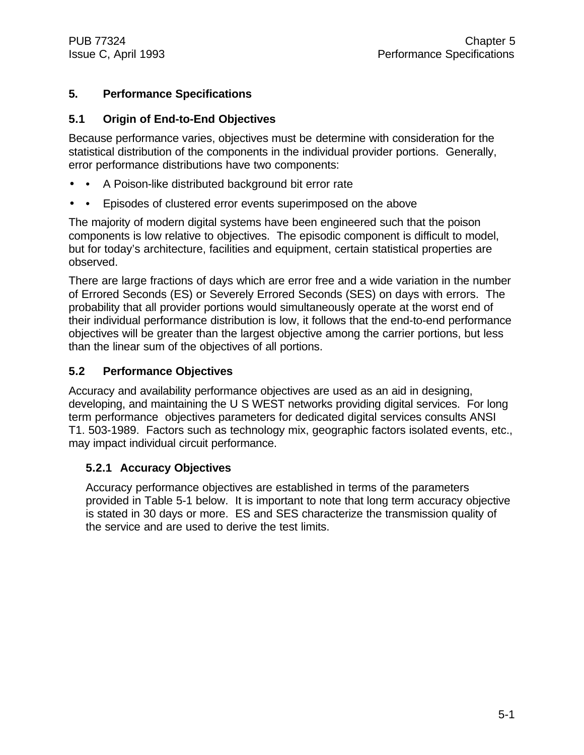# 5. Performance Specifications

## 5.1 Origin of End-to-End Objectives

Because performance varies, objectives must be determine with consideration for the statistical distribution of the components in the individual provider portions. Generally, error performance distributions have two components:

- A Poison-like distributed background bit error rate
- Episodes of clustered error events superimposed on the above

The majority of modern digital systems have been engineered such that the poison components is low relative to objectives. The episodic component is difficult to model, but for today's architecture, facilities and equipment, certain statistical properties are observed.

There are large fractions of days which are error free and a wide variation in the number of Errored Seconds (ES) or Severely Errored Seconds (SES) on days with errors. The probability that all provider portions would simultaneously operate at the worst end of their individual performance distribution is low, it follows that the end-to-end performance objectives will be greater than the largest objective among the carrier portions, but less than the linear sum of the objectives of all portions.

## 5.2 Performance Objectives

Accuracy and availability performance objectives are used as an aid in designing, developing, and maintaining the U S WEST networks providing digital services. For long term performance objectives parameters for dedicated digital services consults ANSI T1. 503-1989. Factors such as technology mix, geographic factors isolated events, etc., may impact individual circuit performance.

### 5.2.1 Accuracy Objectives

Accuracy performance objectives are established in terms of the parameters provided in Table 5-1 below. It is important to note that long term accuracy objective is stated in 30 days or more. ES and SES characterize the transmission quality of the service and are used to derive the test limits.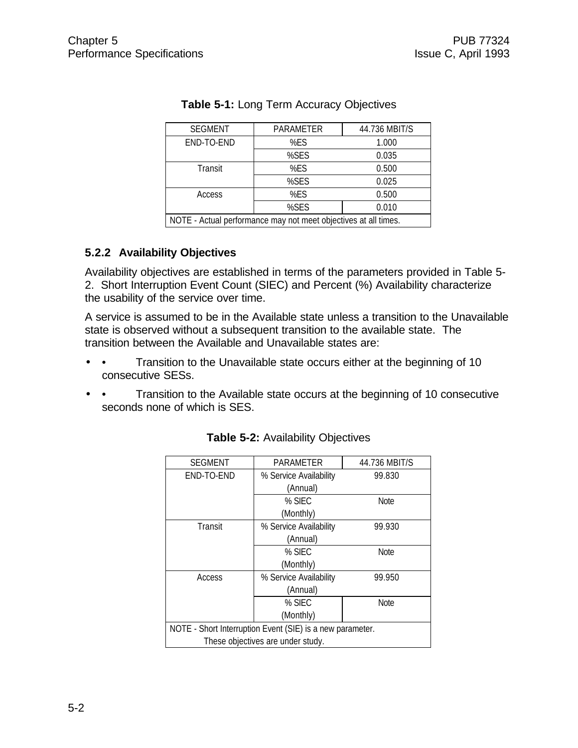**Table 5-1:** Long Term Accuracy Objectives

| SEGMENT | PARAMETER | 44.736 MBIT/S |
|---|---|---|
| END-TO-END | %ES | 1.000 |
| | %SES | 0.035 |
| Transit | %ES | 0.500 |
| | %SES | 0.025 |
| Access | %ES | 0.500 |
| | %SES | 0.010 |
| NOTE - Actual performance may not meet objectives at all times. | | |

### 5.2.2 Availability Objectives

Availability objectives are established in terms of the parameters provided in Table 5-2. Short Interruption Event Count (SIEC) and Percent (%) Availability characterize the usability of the service over time.

A service is assumed to be in the Available state unless a transition to the Unavailable state is observed without a subsequent transition to the available state. The transition between the Available and Unavailable states are:

- • Transition to the Unavailable state occurs either at the beginning of 10 consecutive SESs.
- • Transition to the Available state occurs at the beginning of 10 consecutive seconds none of which is SES.

**Table 5-2:** Availability Objectives

| SEGMENT | PARAMETER | 44.736 MBIT/S |
|---|---|---|
| END-TO-END | % Service Availability (Annual) | 99.830 |
| | % SIEC (Monthly) | Note |
| Transit | % Service Availability (Annual) | 99.930 |
| | % SIEC (Monthly) | Note |
| Access | % Service Availability (Annual) | 99.950 |
| | % SIEC (Monthly) | Note |
| NOTE - Short Interruption Event (SIE) is a new parameter. These objectives are under study. | | |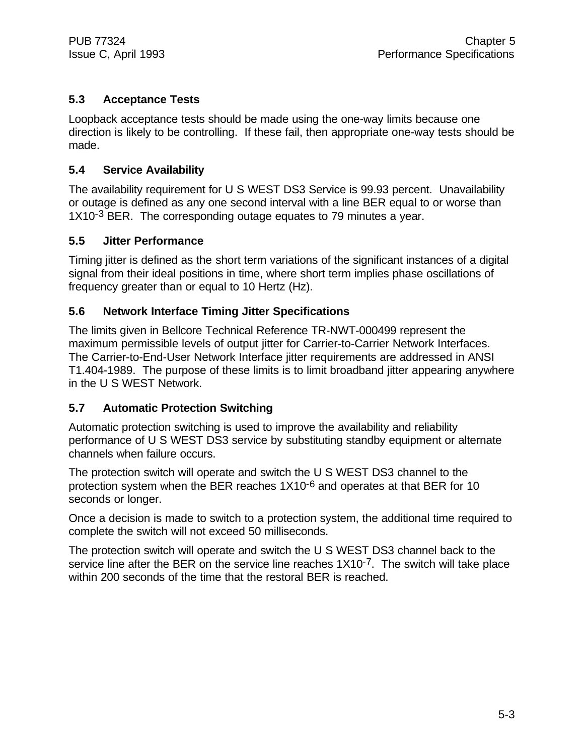### 5.3 Acceptance Tests

Loopback acceptance tests should be made using the one-way limits because one direction is likely to be controlling. If these fail, then appropriate one-way tests should be made.

### 5.4 Service Availability

The availability requirement for U S WEST DS3 Service is 99.93 percent. Unavailability or outage is defined as any one second interval with a line BER equal to or worse than $1X10^{-3}$ BER. The corresponding outage equates to 79 minutes a year.

### 5.5 Jitter Performance

Timing jitter is defined as the short term variations of the significant instances of a digital signal from their ideal positions in time, where short term implies phase oscillations of frequency greater than or equal to 10 Hertz (Hz).

### 5.6 Network Interface Timing Jitter Specifications

The limits given in Bellcore Technical Reference TR-NWT-000499 represent the maximum permissible levels of output jitter for Carrier-to-Carrier Network Interfaces. The Carrier-to-End-User Network Interface jitter requirements are addressed in ANSI T1.404-1989. The purpose of these limits is to limit broadband jitter appearing anywhere in the U S WEST Network.

### 5.7 Automatic Protection Switching

Automatic protection switching is used to improve the availability and reliability performance of U S WEST DS3 service by substituting standby equipment or alternate channels when failure occurs.

The protection switch will operate and switch the U S WEST DS3 channel to the protection system when the BER reaches $1X10^{-6}$ and operates at that BER for 10 seconds or longer.

Once a decision is made to switch to a protection system, the additional time required to complete the switch will not exceed 50 milliseconds.

The protection switch will operate and switch the U S WEST DS3 channel back to the service line after the BER on the service line reaches $1X10^{-7}$. The switch will take place within 200 seconds of the time that the restoral BER is reached.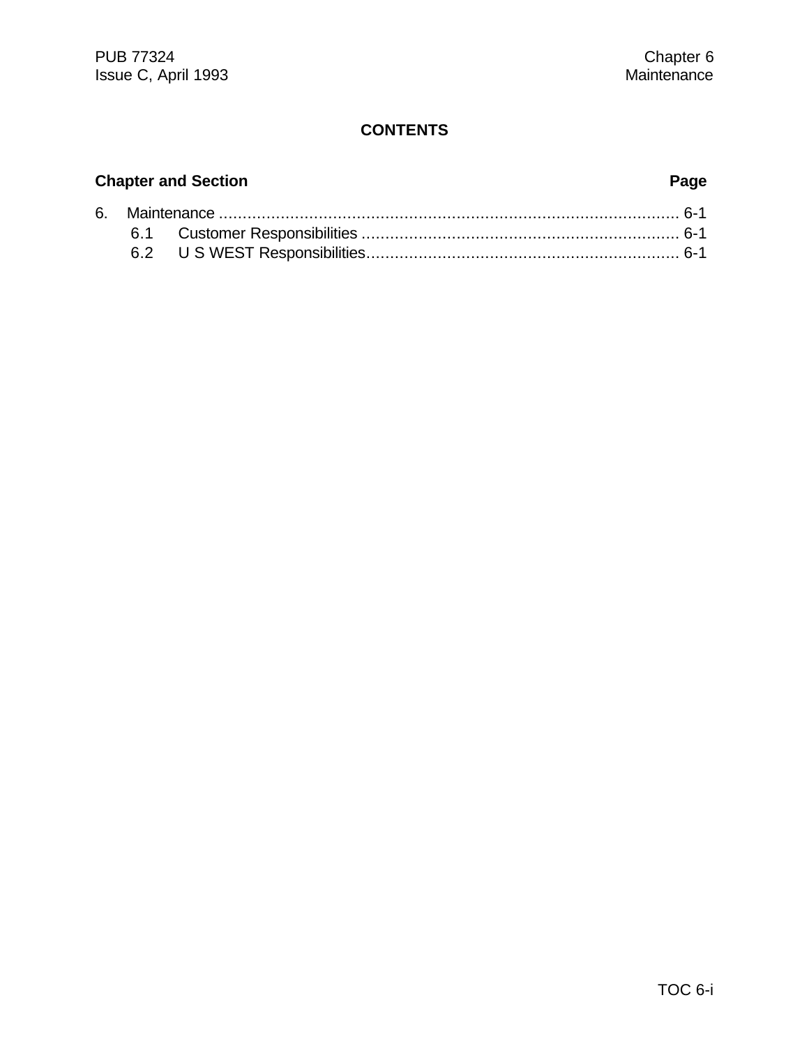# CONTENTS

**Chapter and Section** **Page**

6. Maintenance ................................................................................................ 6-1
   6.1 Customer Responsibilities .................................................................. 6-1
   6.2 U S WEST Responsibilities................................................................. 6-1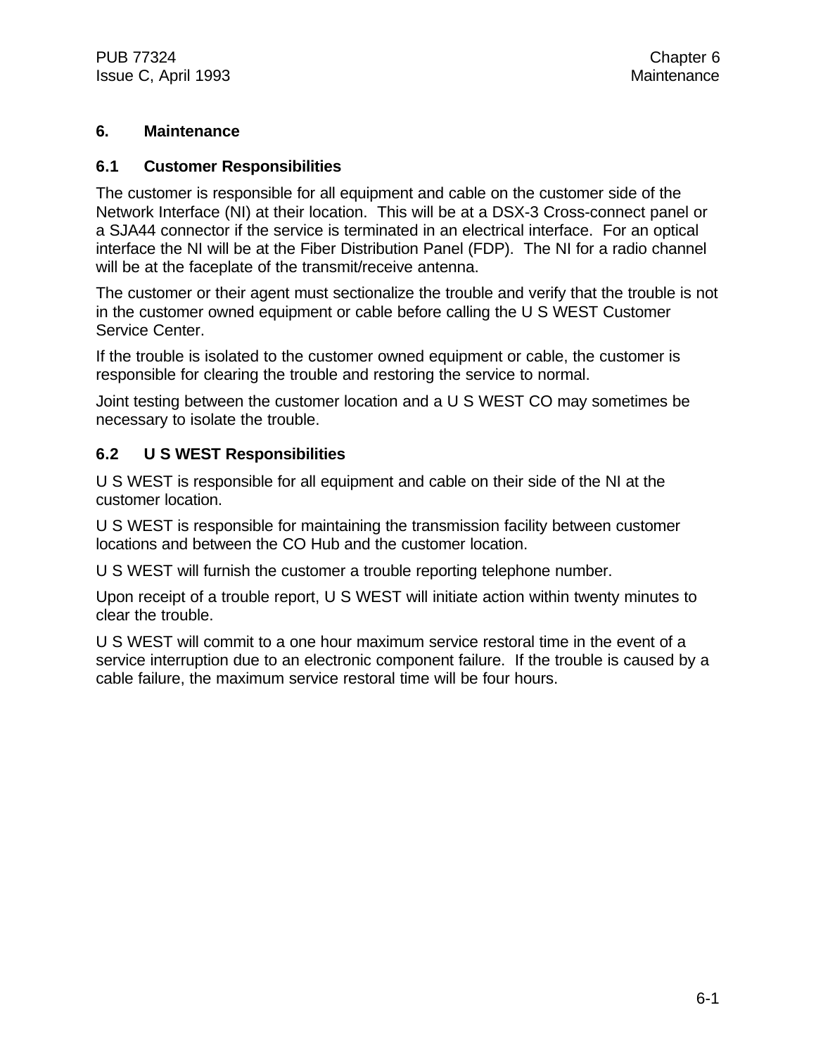# 6. Maintenance

## 6.1 Customer Responsibilities

The customer is responsible for all equipment and cable on the customer side of the Network Interface (NI) at their location. This will be at a DSX-3 Cross-connect panel or a SJA44 connector if the service is terminated in an electrical interface. For an optical interface the NI will be at the Fiber Distribution Panel (FDP). The NI for a radio channel will be at the faceplate of the transmit/receive antenna.

The customer or their agent must sectionalize the trouble and verify that the trouble is not in the customer owned equipment or cable before calling the U S WEST Customer Service Center.

If the trouble is isolated to the customer owned equipment or cable, the customer is responsible for clearing the trouble and restoring the service to normal.

Joint testing between the customer location and a U S WEST CO may sometimes be necessary to isolate the trouble.

## 6.2 U S WEST Responsibilities

U S WEST is responsible for all equipment and cable on their side of the NI at the customer location.

U S WEST is responsible for maintaining the transmission facility between customer locations and between the CO Hub and the customer location.

U S WEST will furnish the customer a trouble reporting telephone number.

Upon receipt of a trouble report, U S WEST will initiate action within twenty minutes to clear the trouble.

U S WEST will commit to a one hour maximum service restoral time in the event of a service interruption due to an electronic component failure. If the trouble is caused by a cable failure, the maximum service restoral time will be four hours.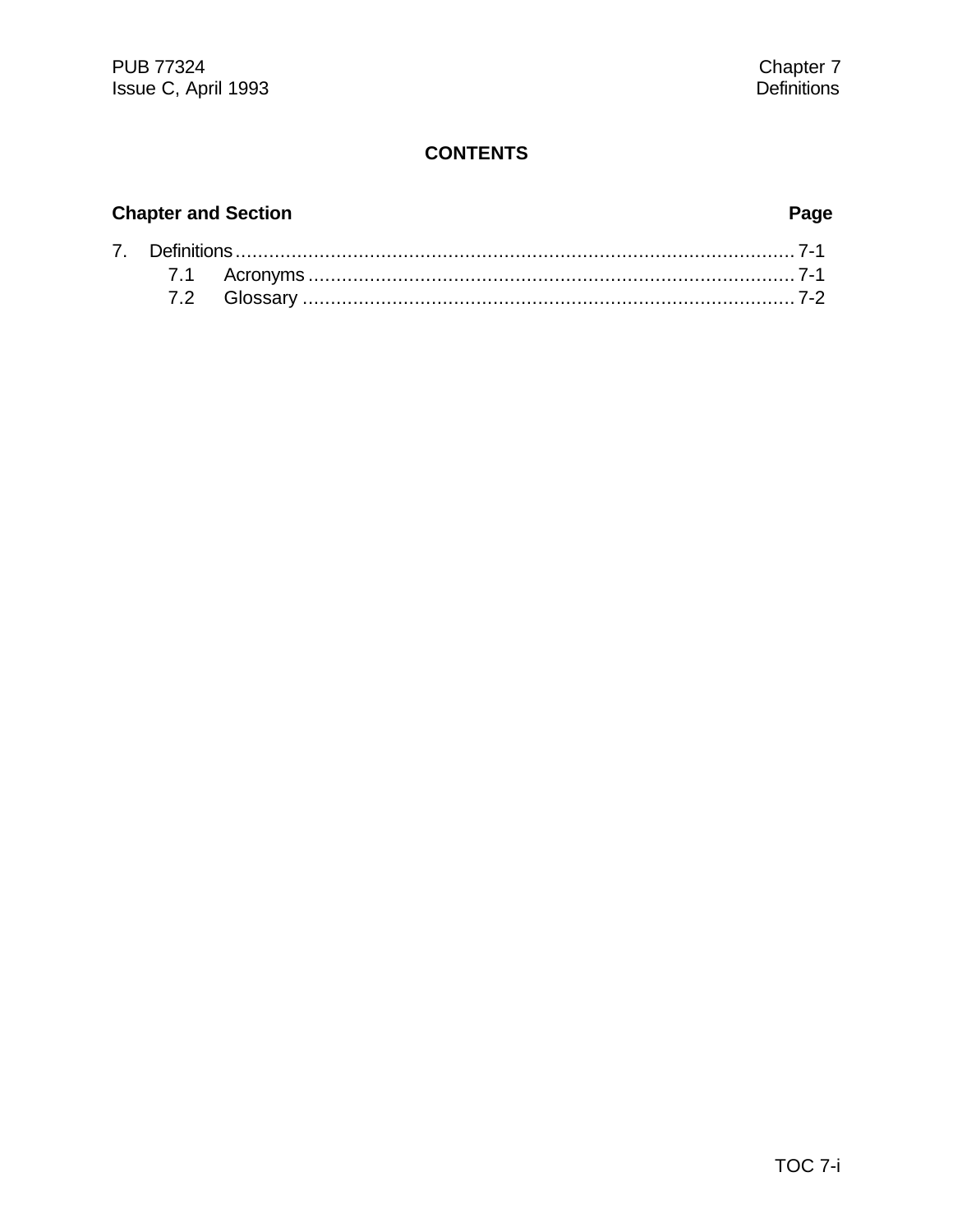# CONTENTS

| Chapter and Section | Page |
|---|---|
| 7. Definitions | 7-1 |
| 7.1 Acronyms | 7-1 |
| 7.2 Glossary | 7-2 |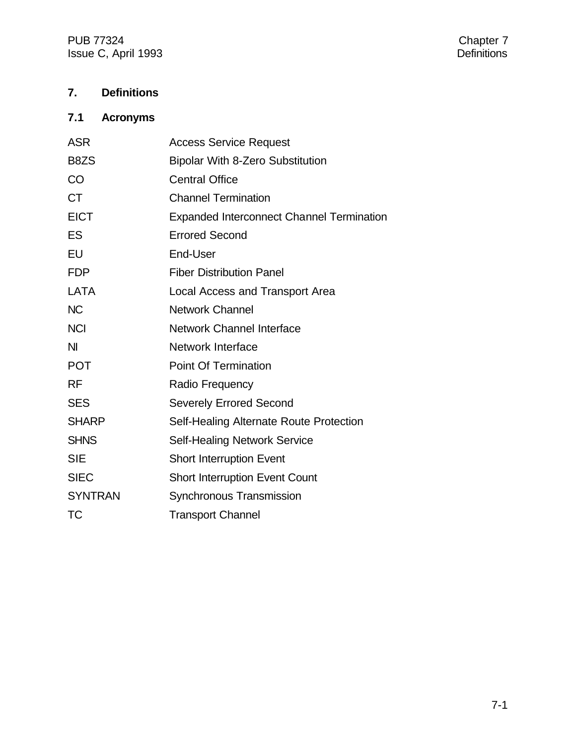# 7. Definitions

## 7.1 Acronyms

| | |
|---|---|
| ASR | Access Service Request |
| B8ZS | Bipolar With 8-Zero Substitution |
| CO | Central Office |
| CT | Channel Termination |
| EICT | Expanded Interconnect Channel Termination |
| ES | Errored Second |
| EU | End-User |
| FDP | Fiber Distribution Panel |
| LATA | Local Access and Transport Area |
| NC | Network Channel |
| NCI | Network Channel Interface |
| NI | Network Interface |
| POT | Point Of Termination |
| RF | Radio Frequency |
| SES | Severely Errored Second |
| SHARP | Self-Healing Alternate Route Protection |
| SHNS | Self-Healing Network Service |
| SIE | Short Interruption Event |
| SIEC | Short Interruption Event Count |
| SYNTRAN | Synchronous Transmission |
| TC | Transport Channel |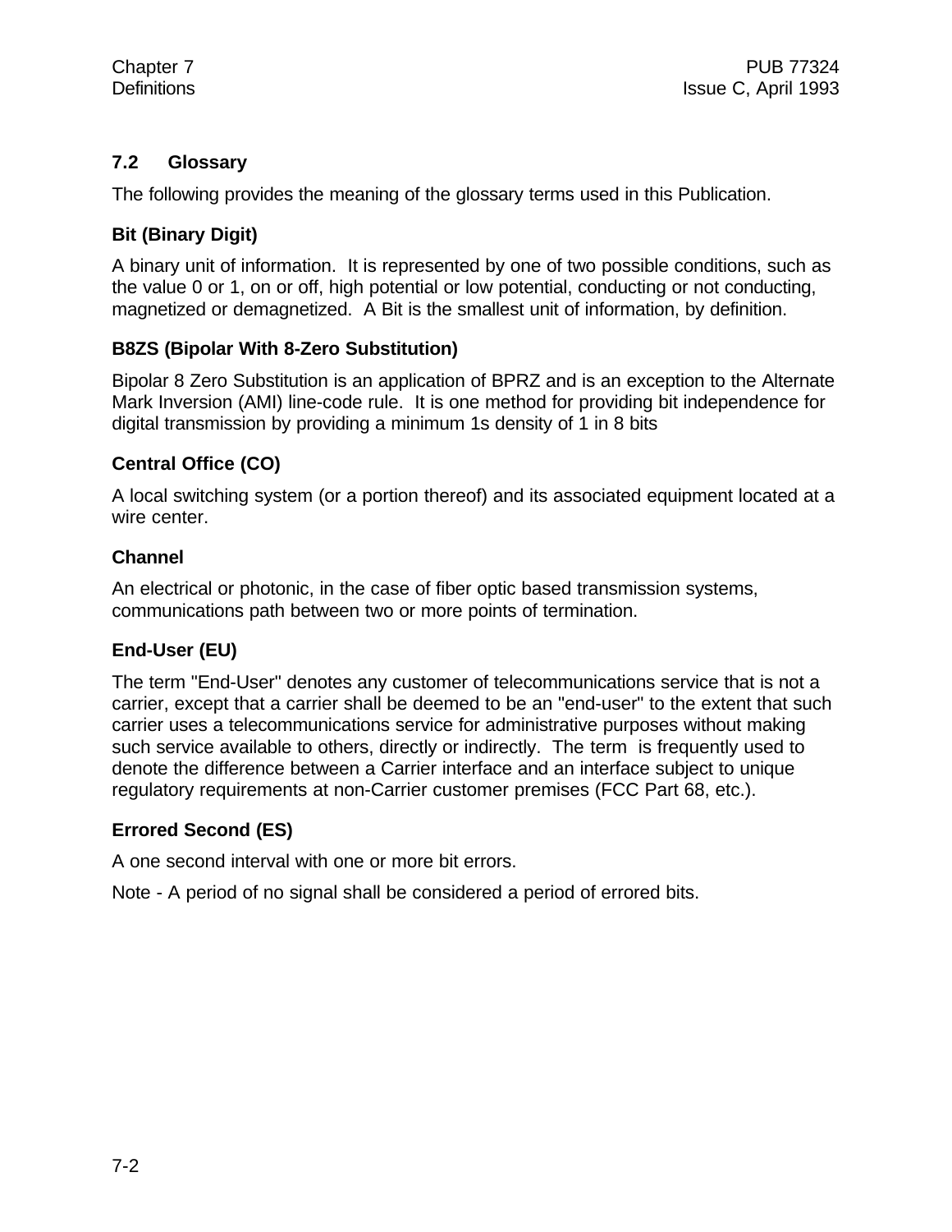## 7.2 Glossary

The following provides the meaning of the glossary terms used in this Publication.

**Bit (Binary Digit)**

A binary unit of information. It is represented by one of two possible conditions, such as the value 0 or 1, on or off, high potential or low potential, conducting or not conducting, magnetized or demagnetized. A Bit is the smallest unit of information, by definition.

**B8ZS (Bipolar With 8-Zero Substitution)**

Bipolar 8 Zero Substitution is an application of BPRZ and is an exception to the Alternate Mark Inversion (AMI) line-code rule. It is one method for providing bit independence for digital transmission by providing a minimum 1s density of 1 in 8 bits

**Central Office (CO)**

A local switching system (or a portion thereof) and its associated equipment located at a wire center.

**Channel**

An electrical or photonic, in the case of fiber optic based transmission systems, communications path between two or more points of termination.

**End-User (EU)**

The term "End-User" denotes any customer of telecommunications service that is not a carrier, except that a carrier shall be deemed to be an "end-user" to the extent that such carrier uses a telecommunications service for administrative purposes without making such service available to others, directly or indirectly. The term is frequently used to denote the difference between a Carrier interface and an interface subject to unique regulatory requirements at non-Carrier customer premises (FCC Part 68, etc.).

**Errored Second (ES)**

A one second interval with one or more bit errors.

Note - A period of no signal shall be considered a period of errored bits.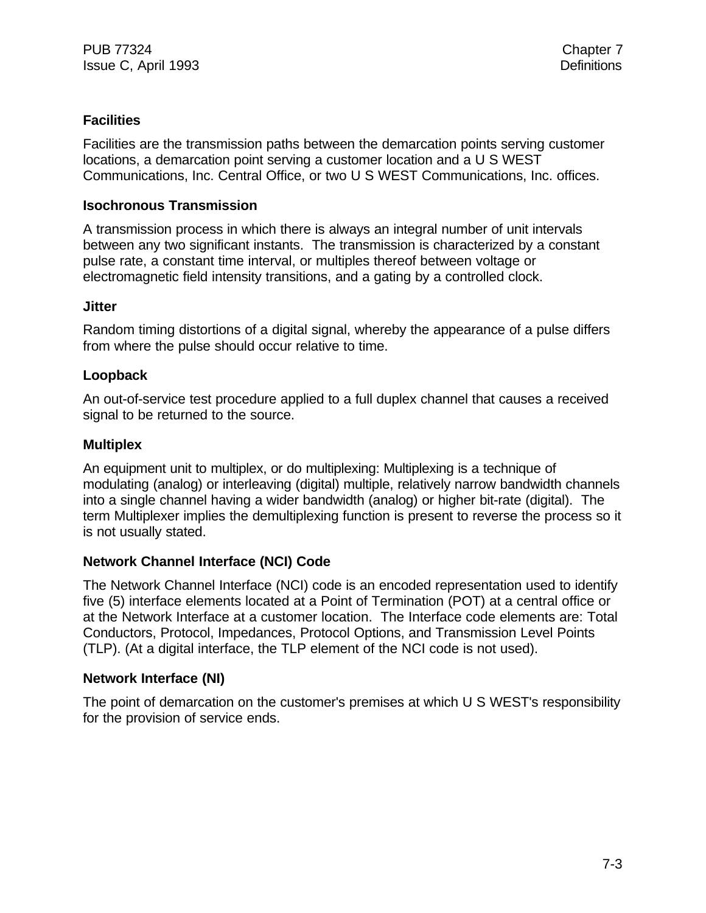### Facilities

Facilities are the transmission paths between the demarcation points serving customer locations, a demarcation point serving a customer location and a U S WEST Communications, Inc. Central Office, or two U S WEST Communications, Inc. offices.

### Isochronous Transmission

A transmission process in which there is always an integral number of unit intervals between any two significant instants. The transmission is characterized by a constant pulse rate, a constant time interval, or multiples thereof between voltage or electromagnetic field intensity transitions, and a gating by a controlled clock.

### Jitter

Random timing distortions of a digital signal, whereby the appearance of a pulse differs from where the pulse should occur relative to time.

### Loopback

An out-of-service test procedure applied to a full duplex channel that causes a received signal to be returned to the source.

### Multiplex

An equipment unit to multiplex, or do multiplexing: Multiplexing is a technique of modulating (analog) or interleaving (digital) multiple, relatively narrow bandwidth channels into a single channel having a wider bandwidth (analog) or higher bit-rate (digital). The term Multiplexer implies the demultiplexing function is present to reverse the process so it is not usually stated.

### Network Channel Interface (NCI) Code

The Network Channel Interface (NCI) code is an encoded representation used to identify five (5) interface elements located at a Point of Termination (POT) at a central office or at the Network Interface at a customer location. The Interface code elements are: Total Conductors, Protocol, Impedances, Protocol Options, and Transmission Level Points (TLP). (At a digital interface, the TLP element of the NCI code is not used).

### Network Interface (NI)

The point of demarcation on the customer's premises at which U S WEST's responsibility for the provision of service ends.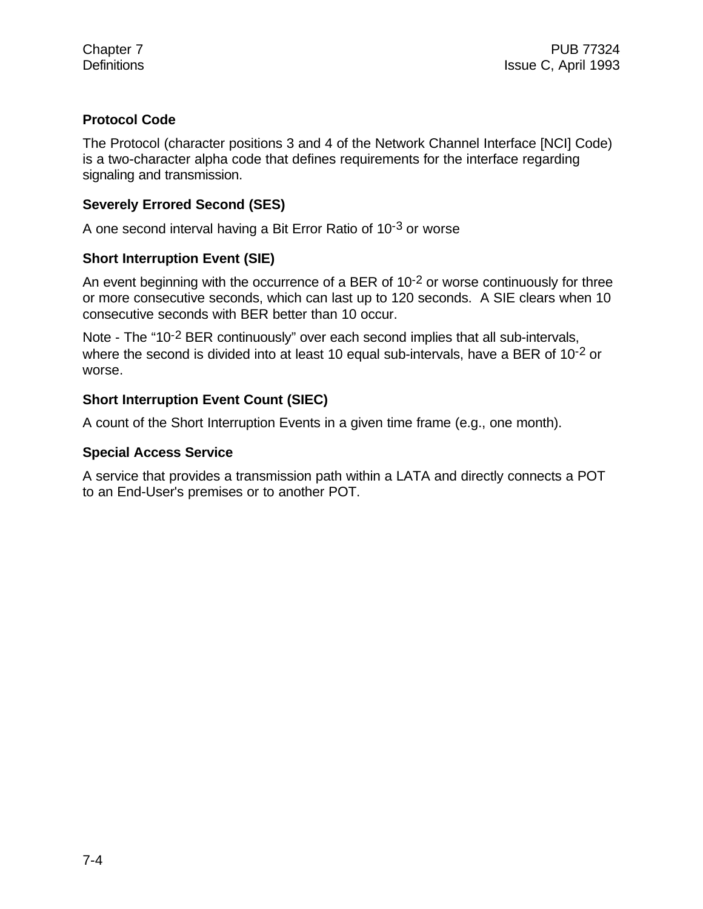**Protocol Code**

The Protocol (character positions 3 and 4 of the Network Channel Interface [NCI] Code) is a two-character alpha code that defines requirements for the interface regarding signaling and transmission.

**Severely Errored Second (SES)**

A one second interval having a Bit Error Ratio of $10^{-3}$ or worse

**Short Interruption Event (SIE)**

An event beginning with the occurrence of a BER of $10^{-2}$ or worse continuously for three or more consecutive seconds, which can last up to 120 seconds. A SIE clears when 10 consecutive seconds with BER better than 10 occur.

Note - The “$10^{-2}$ BER continuously” over each second implies that all sub-intervals, where the second is divided into at least 10 equal sub-intervals, have a BER of $10^{-2}$ or worse.

**Short Interruption Event Count (SIEC)**

A count of the Short Interruption Events in a given time frame (e.g., one month).

**Special Access Service**

A service that provides a transmission path within a LATA and directly connects a POT to an End-User's premises or to another POT.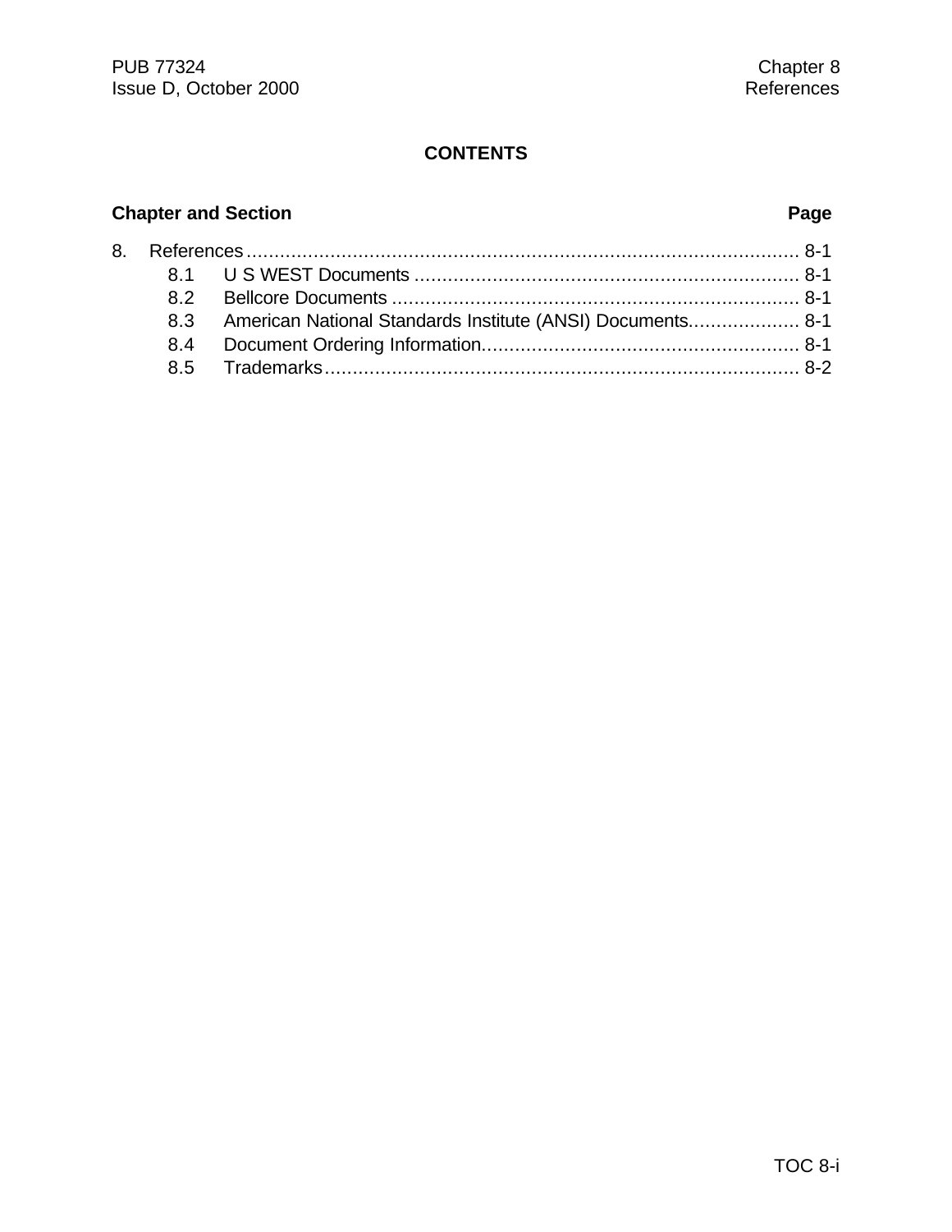# CONTENTS

| Chapter and Section | Page |
|---|---|
| 8. References | 8-1 |
| 8.1 U S WEST Documents | 8-1 |
| 8.2 Bellcore Documents | 8-1 |
| 8.3 American National Standards Institute (ANSI) Documents | 8-1 |
| 8.4 Document Ordering Information | 8-1 |
| 8.5 Trademarks | 8-2 |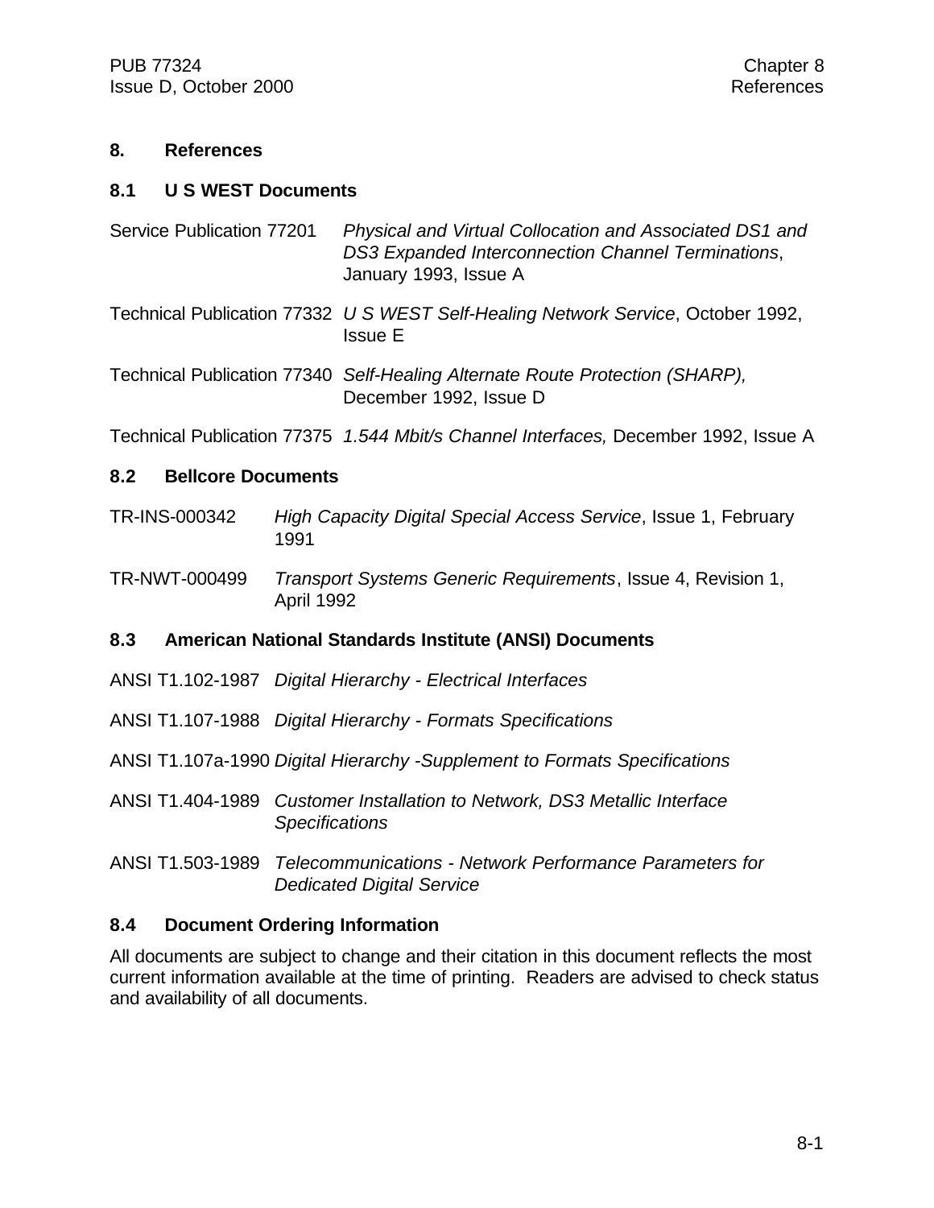# 8. References

## 8.1 U S WEST Documents

Service Publication 77201 *Physical and Virtual Collocation and Associated DS1 and DS3 Expanded Interconnection Channel Terminations*, January 1993, Issue A

Technical Publication 77332 *U S WEST Self-Healing Network Service*, October 1992, Issue E

Technical Publication 77340 *Self-Healing Alternate Route Protection (SHARP),* December 1992, Issue D

Technical Publication 77375 *1.544 Mbit/s Channel Interfaces,* December 1992, Issue A

## 8.2 Bellcore Documents

TR-INS-000342 *High Capacity Digital Special Access Service*, Issue 1, February 1991

TR-NWT-000499 *Transport Systems Generic Requirements*, Issue 4, Revision 1, April 1992

## 8.3 American National Standards Institute (ANSI) Documents

ANSI T1.102-1987 *Digital Hierarchy - Electrical Interfaces*

ANSI T1.107-1988 *Digital Hierarchy - Formats Specifications*

ANSI T1.107a-1990 *Digital Hierarchy -Supplement to Formats Specifications*

ANSI T1.404-1989 *Customer Installation to Network, DS3 Metallic Interface Specifications*

ANSI T1.503-1989 *Telecommunications - Network Performance Parameters for Dedicated Digital Service*

## 8.4 Document Ordering Information

All documents are subject to change and their citation in this document reflects the most current information available at the time of printing. Readers are advised to check status and availability of all documents.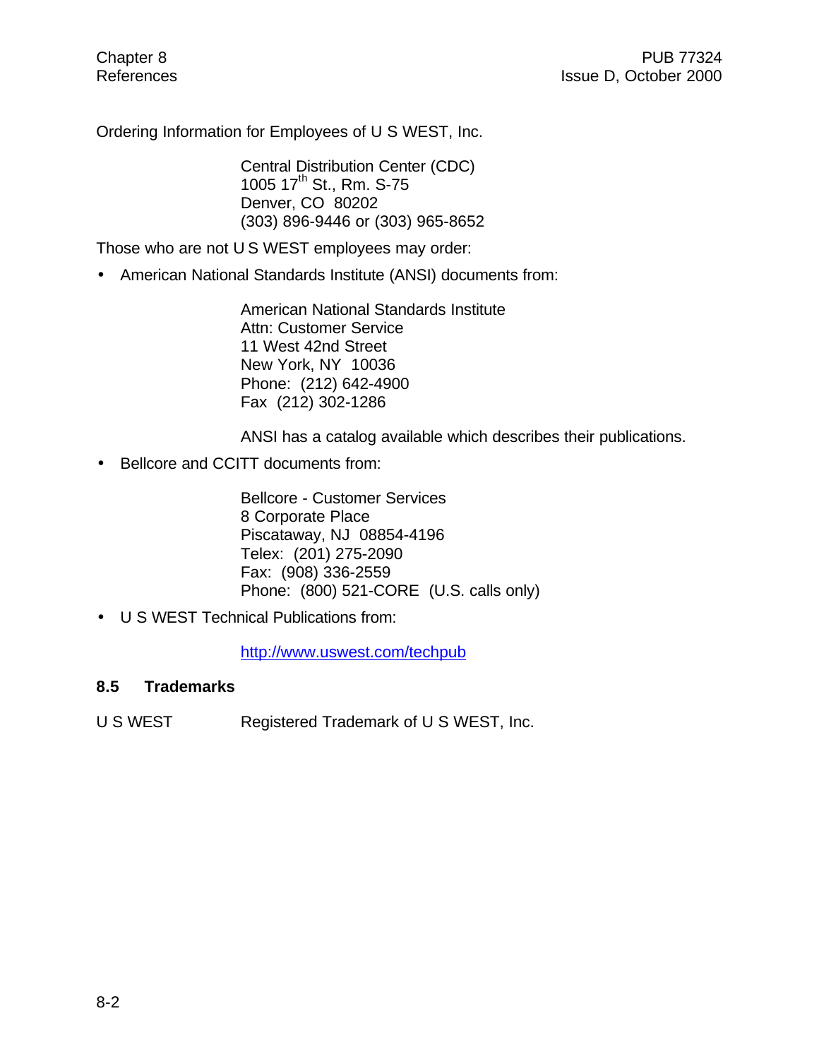Ordering Information for Employees of U S WEST, Inc.

Central Distribution Center (CDC)
1005 17th St., Rm. S-75
Denver, CO 80202
(303) 896-9446 or (303) 965-8652

Those who are not U S WEST employees may order:

- American National Standards Institute (ANSI) documents from:

  American National Standards Institute
  Attn: Customer Service
  11 West 42nd Street
  New York, NY 10036
  Phone: (212) 642-4900
  Fax (212) 302-1286

  ANSI has a catalog available which describes their publications.

- Bellcore and CCITT documents from:

  Bellcore - Customer Services
  8 Corporate Place
  Piscataway, NJ 08854-4196
  Telex: (201) 275-2090
  Fax: (908) 336-2559
  Phone: (800) 521-CORE (U.S. calls only)

- U S WEST Technical Publications from:

  http://www.uswest.com/techpub

## 8.5 Trademarks

| | |
|---|---|
| U S WEST | Registered Trademark of U S WEST, Inc. |